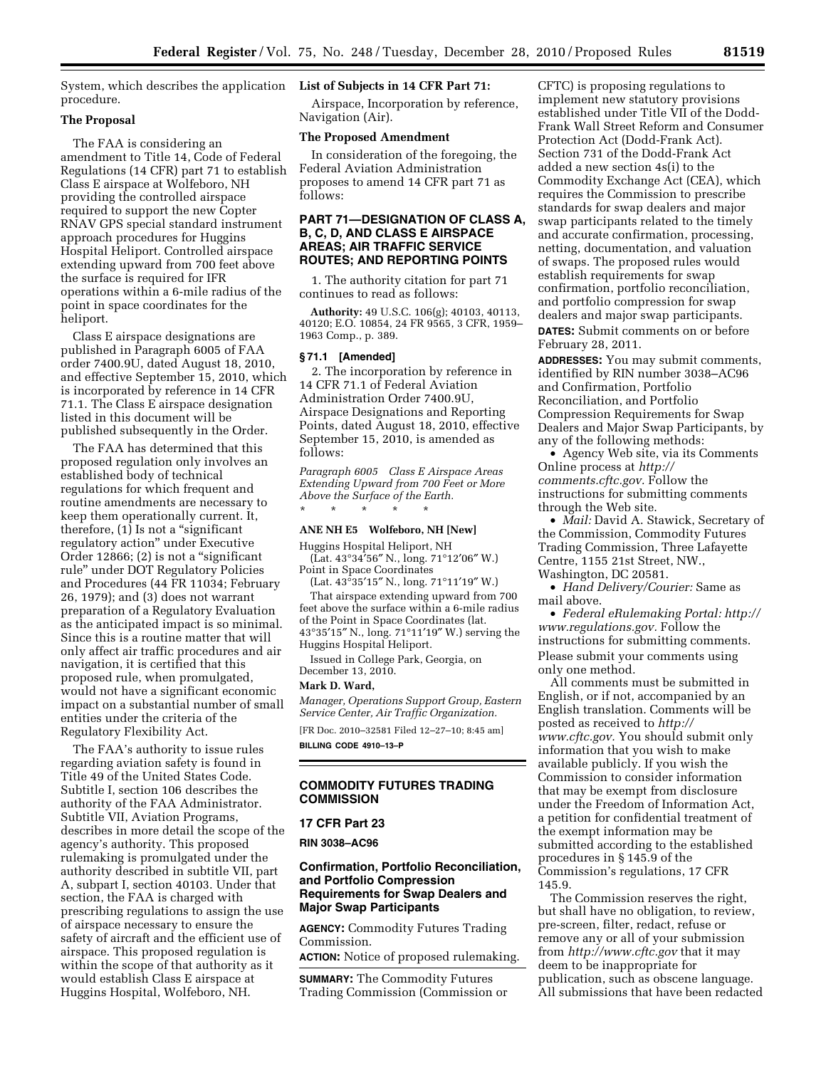System, which describes the application procedure.

## The Proposal

The FAA is considering an amendment to Title 14, Code of Federal Regulations (14 CFR) part 71 to establish Class E airspace at Wolfeboro, NH providing the controlled airspace required to support the new Copter RNAV GPS special standard instrument approach procedures for Huggins Hospital Heliport. Controlled airspace extending upward from 700 feet above the surface is required for IFR operations within a 6-mile radius of the point in space coordinates for the heliport.

Class E airspace designations are published in Paragraph 6005 of FAA order 7400.9U, dated August 18, 2010, and effective September 15, 2010, which is incorporated by reference in 14 CFR 71.1. The Class E airspace designation listed in this document will be published subsequently in the Order.

The FAA has determined that this proposed regulation only involves an established body of technical regulations for which frequent and routine amendments are necessary to keep them operationally current. It, therefore, (1) Is not a "significant regulatory action" under Executive Order 12866; (2) is not a "significant rule" under DOT Regulatory Policies and Procedures (44 FR 11034; February 26, 1979); and (3) does not warrant preparation of a Regulatory Evaluation as the anticipated impact is so minimal. Since this is a routine matter that will only affect air traffic procedures and air navigation, it is certified that this proposed rule, when promulgated, would not have a significant economic impact on a substantial number of small entities under the criteria of the Regulatory Flexibility Act.

The FAA's authority to issue rules regarding aviation safety is found in Title 49 of the United States Code. Subtitle I, section 106 describes the authority of the FAA Administrator. Subtitle VII, Aviation Programs, describes in more detail the scope of the agency's authority. This proposed rulemaking is promulgated under the authority described in subtitle VII, part A, subpart I, section 40103. Under that section, the FAA is charged with prescribing regulations to assign the use of airspace necessary to ensure the safety of aircraft and the efficient use of airspace. This proposed regulation is within the scope of that authority as it would establish Class E airspace at Huggins Hospital, Wolfeboro, NH.

## List of Subjects in 14 CFR Part 71:

Airspace, Incorporation by reference, Navigation (Air).

## The Proposed Amendment

In consideration of the foregoing, the Federal Aviation Administration proposes to amend 14 CFR part 71 as follows:

## PART 71—DESIGNATION OF CLASS A, B, C, D, AND CLASS E AIRSPACE AREAS; AIR TRAFFIC SERVICE ROUTES; AND REPORTING POINTS

1. The authority citation for part 71 continues to read as follows:

**Authority:** 49 U.S.C. 106(g); 40103, 40113, 40120; E.O. 10854, 24 FR 9565, 3 CFR, 1959–1963 Comp., p. 389.

### § 71.1 [Amended]

2. The incorporation by reference in 14 CFR 71.1 of Federal Aviation Administration Order 7400.9U, Airspace Designations and Reporting Points, dated August 18, 2010, effective September 15, 2010, is amended as follows:

*Paragraph 6005 Class E Airspace Areas Extending Upward from 700 Feet or More Above the Surface of the Earth.*

\* \* \* \* \*

### ANE NH E5 Wolfeboro, NH [New]

Huggins Hospital Heliport, NH
(Lat. 43°34′56″ N., long. 71°12′06″ W.)
Point in Space Coordinates
(Lat. 43°35′15″ N., long. 71°11′19″ W.)

That airspace extending upward from 700 feet above the surface within a 6-mile radius of the Point in Space Coordinates (lat. 43°35′15″ N., long. 71°11′19″ W.) serving the Huggins Hospital Heliport.

Issued in College Park, Georgia, on December 13, 2010.

**Mark D. Ward,**

*Manager, Operations Support Group, Eastern Service Center, Air Traffic Organization.*

[FR Doc. 2010–32581 Filed 12–27–10; 8:45 am]

**BILLING CODE 4910–13–P**

---

## COMMODITY FUTURES TRADING COMMISSION

## 17 CFR Part 23

**RIN 3038–AC96**

## Confirmation, Portfolio Reconciliation, and Portfolio Compression Requirements for Swap Dealers and Major Swap Participants

**AGENCY:** Commodity Futures Trading Commission.

**ACTION:** Notice of proposed rulemaking.

**SUMMARY:** The Commodity Futures Trading Commission (Commission or CFTC) is proposing regulations to implement new statutory provisions established under Title VII of the Dodd-Frank Wall Street Reform and Consumer Protection Act (Dodd-Frank Act). Section 731 of the Dodd-Frank Act added a new section 4s(i) to the Commodity Exchange Act (CEA), which requires the Commission to prescribe standards for swap dealers and major swap participants related to the timely and accurate confirmation, processing, netting, documentation, and valuation of swaps. The proposed rules would establish requirements for swap confirmation, portfolio reconciliation, and portfolio compression for swap dealers and major swap participants.

**DATES:** Submit comments on or before February 28, 2011.

**ADDRESSES:** You may submit comments, identified by RIN number 3038–AC96 and Confirmation, Portfolio Reconciliation, and Portfolio Compression Requirements for Swap Dealers and Major Swap Participants, by any of the following methods:

- Agency Web site, via its Comments Online process at *http://comments.cftc.gov.* Follow the instructions for submitting comments through the Web site.
- *Mail:* David A. Stawick, Secretary of the Commission, Commodity Futures Trading Commission, Three Lafayette Centre, 1155 21st Street, NW., Washington, DC 20581.
- *Hand Delivery/Courier:* Same as mail above.
- *Federal eRulemaking Portal: http://www.regulations.gov.* Follow the instructions for submitting comments.

Please submit your comments using only one method.

All comments must be submitted in English, or if not, accompanied by an English translation. Comments will be posted as received to *http://www.cftc.gov.* You should submit only information that you wish to make available publicly. If you wish the Commission to consider information that may be exempt from disclosure under the Freedom of Information Act, a petition for confidential treatment of the exempt information may be submitted according to the established procedures in § 145.9 of the Commission's regulations, 17 CFR 145.9.

The Commission reserves the right, but shall have no obligation, to review, pre-screen, filter, redact, refuse or remove any or all of your submission from *http://www.cftc.gov* that it may deem to be inappropriate for publication, such as obscene language. All submissions that have been redacted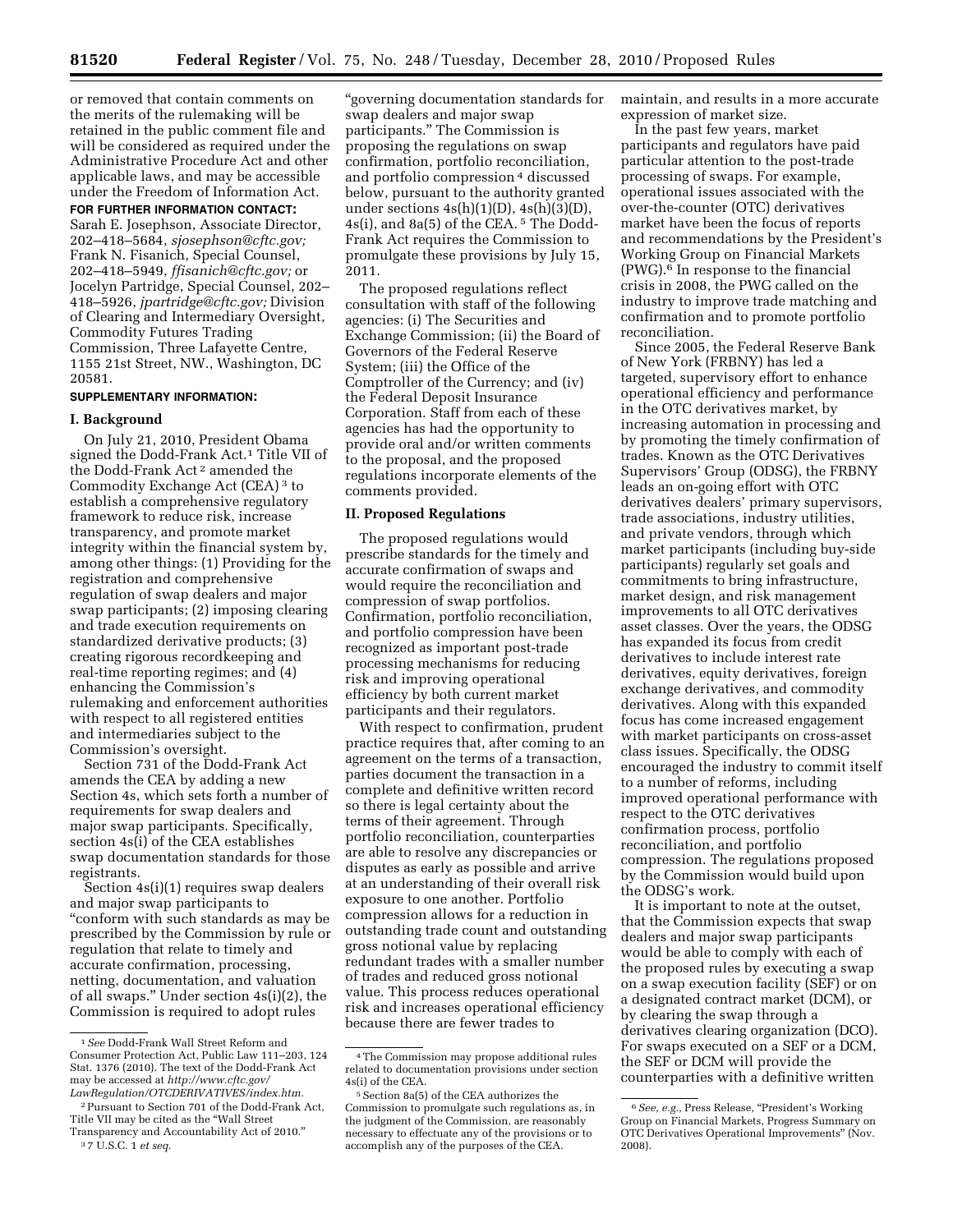or removed that contain comments on the merits of the rulemaking will be retained in the public comment file and will be considered as required under the Administrative Procedure Act and other applicable laws, and may be accessible under the Freedom of Information Act.

**FOR FURTHER INFORMATION CONTACT:** Sarah E. Josephson, Associate Director, 202–418–5684, *sjosephson@cftc.gov;* Frank N. Fisanich, Special Counsel, 202–418–5949, *ffisanich@cftc.gov;* or Jocelyn Partridge, Special Counsel, 202–418–5926, *jpartridge@cftc.gov;* Division of Clearing and Intermediary Oversight, Commodity Futures Trading Commission, Three Lafayette Centre, 1155 21st Street, NW., Washington, DC 20581.

**SUPPLEMENTARY INFORMATION:**

## I. Background

On July 21, 2010, President Obama signed the Dodd-Frank Act.[1] Title VII of the Dodd-Frank Act[2] amended the Commodity Exchange Act (CEA)[3] to establish a comprehensive regulatory framework to reduce risk, increase transparency, and promote market integrity within the financial system by, among other things: (1) Providing for the registration and comprehensive regulation of swap dealers and major swap participants; (2) imposing clearing and trade execution requirements on standardized derivative products; (3) creating rigorous recordkeeping and real-time reporting regimes; and (4) enhancing the Commission's rulemaking and enforcement authorities with respect to all registered entities and intermediaries subject to the Commission's oversight.

Section 731 of the Dodd-Frank Act amends the CEA by adding a new Section 4s, which sets forth a number of requirements for swap dealers and major swap participants. Specifically, section 4s(i) of the CEA establishes swap documentation standards for those registrants.

Section 4s(i)(1) requires swap dealers and major swap participants to "conform with such standards as may be prescribed by the Commission by rule or regulation that relate to timely and accurate confirmation, processing, netting, documentation, and valuation of all swaps." Under section 4s(i)(2), the Commission is required to adopt rules "governing documentation standards for swap dealers and major swap participants." The Commission is proposing the regulations on swap confirmation, portfolio reconciliation, and portfolio compression[4] discussed below, pursuant to the authority granted under sections 4s(h)(1)(D), 4s(h)(3)(D), 4s(i), and 8a(5) of the CEA.[5] The Dodd-Frank Act requires the Commission to promulgate these provisions by July 15, 2011.

The proposed regulations reflect consultation with staff of the following agencies: (i) The Securities and Exchange Commission; (ii) the Board of Governors of the Federal Reserve System; (iii) the Office of the Comptroller of the Currency; and (iv) the Federal Deposit Insurance Corporation. Staff from each of these agencies has had the opportunity to provide oral and/or written comments to the proposal, and the proposed regulations incorporate elements of the comments provided.

## II. Proposed Regulations

The proposed regulations would prescribe standards for the timely and accurate confirmation of swaps and would require the reconciliation and compression of swap portfolios. Confirmation, portfolio reconciliation, and portfolio compression have been recognized as important post-trade processing mechanisms for reducing risk and improving operational efficiency by both current market participants and their regulators.

With respect to confirmation, prudent practice requires that, after coming to an agreement on the terms of a transaction, parties document the transaction in a complete and definitive written record so there is legal certainty about the terms of their agreement. Through portfolio reconciliation, counterparties are able to resolve any discrepancies or disputes as early as possible and arrive at an understanding of their overall risk exposure to one another. Portfolio compression allows for a reduction in outstanding trade count and outstanding gross notional value by replacing redundant trades with a smaller number of trades and reduced gross notional value. This process reduces operational risk and increases operational efficiency because there are fewer trades to maintain, and results in a more accurate expression of market size.

In the past few years, market participants and regulators have paid particular attention to the post-trade processing of swaps. For example, operational issues associated with the over-the-counter (OTC) derivatives market have been the focus of reports and recommendations by the President's Working Group on Financial Markets (PWG).[6] In response to the financial crisis in 2008, the PWG called on the industry to improve trade matching and confirmation and to promote portfolio reconciliation.

Since 2005, the Federal Reserve Bank of New York (FRBNY) has led a targeted, supervisory effort to enhance operational efficiency and performance in the OTC derivatives market, by increasing automation in processing and by promoting the timely confirmation of trades. Known as the OTC Derivatives Supervisors' Group (ODSG), the FRBNY leads an on-going effort with OTC derivatives dealers' primary supervisors, trade associations, industry utilities, and private vendors, through which market participants (including buy-side participants) regularly set goals and commitments to bring infrastructure, market design, and risk management improvements to all OTC derivatives asset classes. Over the years, the ODSG has expanded its focus from credit derivatives to include interest rate derivatives, equity derivatives, foreign exchange derivatives, and commodity derivatives. Along with this expanded focus has come increased engagement with market participants on cross-asset class issues. Specifically, the ODSG encouraged the industry to commit itself to a number of reforms, including improved operational performance with respect to the OTC derivatives confirmation process, portfolio reconciliation, and portfolio compression. The regulations proposed by the Commission would build upon the ODSG's work.

It is important to note at the outset, that the Commission expects that swap dealers and major swap participants would be able to comply with each of the proposed rules by executing a swap on a swap execution facility (SEF) or on a designated contract market (DCM), or by clearing the swap through a derivatives clearing organization (DCO). For swaps executed on a SEF or a DCM, the SEF or DCM will provide the counterparties with a definitive written

---

[1] *See* Dodd-Frank Wall Street Reform and Consumer Protection Act, Public Law 111–203, 124 Stat. 1376 (2010). The text of the Dodd-Frank Act may be accessed at *http://www.cftc.gov/LawRegulation/OTCDERIVATIVES/index.htm.*

[2] Pursuant to Section 701 of the Dodd-Frank Act, Title VII may be cited as the "Wall Street Transparency and Accountability Act of 2010."

[3] 7 U.S.C. 1 *et seq.*

[4] The Commission may propose additional rules related to documentation provisions under section 4s(i) of the CEA.

[5] Section 8a(5) of the CEA authorizes the Commission to promulgate such regulations as, in the judgment of the Commission, are reasonably necessary to effectuate any of the provisions or to accomplish any of the purposes of the CEA.

[6] *See, e.g.,* Press Release, "President's Working Group on Financial Markets, Progress Summary on OTC Derivatives Operational Improvements" (Nov. 2008).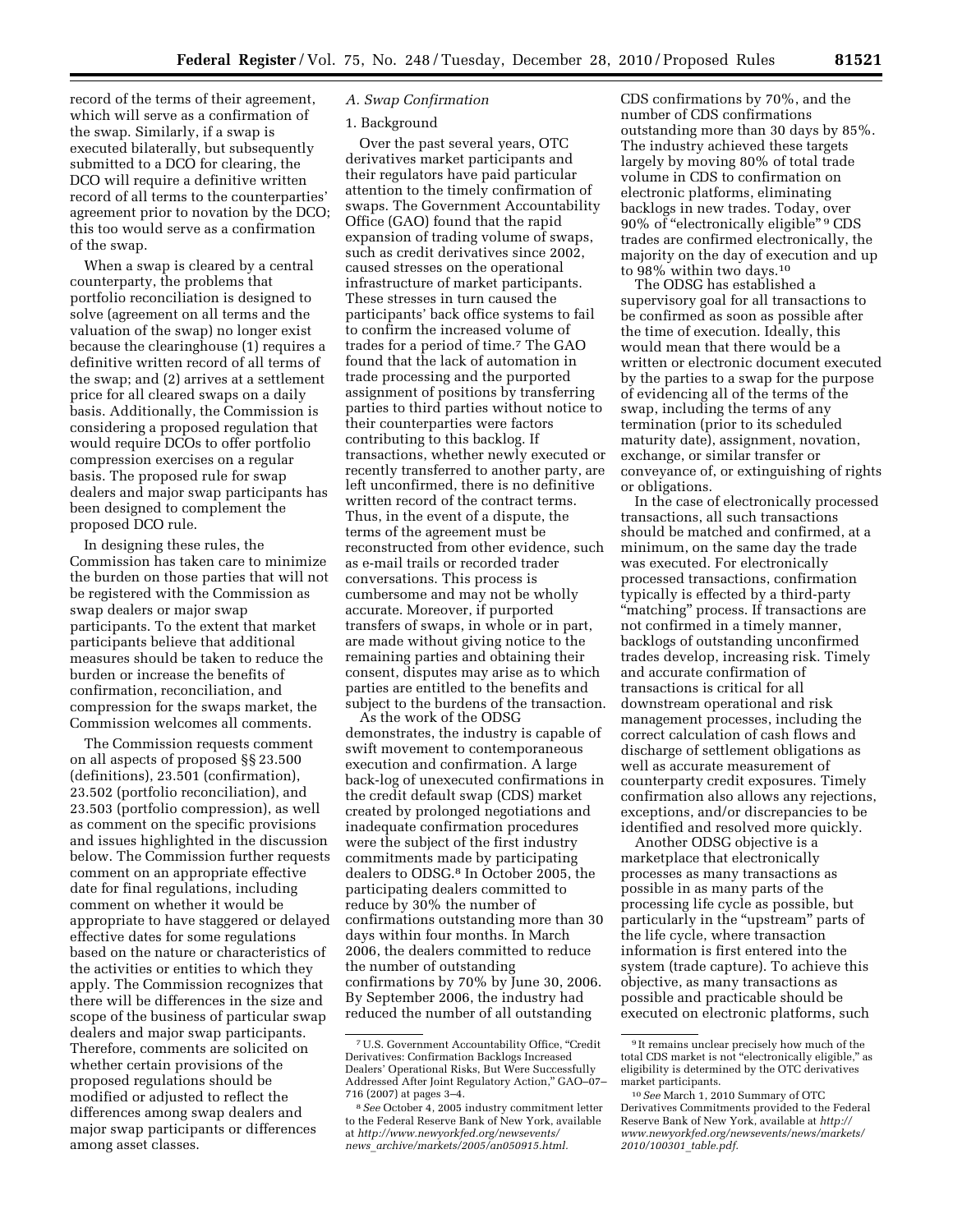record of the terms of their agreement, which will serve as a confirmation of the swap. Similarly, if a swap is executed bilaterally, but subsequently submitted to a DCO for clearing, the DCO will require a definitive written record of all terms to the counterparties' agreement prior to novation by the DCO; this too would serve as a confirmation of the swap.

When a swap is cleared by a central counterparty, the problems that portfolio reconciliation is designed to solve (agreement on all terms and the valuation of the swap) no longer exist because the clearinghouse (1) requires a definitive written record of all terms of the swap; and (2) arrives at a settlement price for all cleared swaps on a daily basis. Additionally, the Commission is considering a proposed regulation that would require DCOs to offer portfolio compression exercises on a regular basis. The proposed rule for swap dealers and major swap participants has been designed to complement the proposed DCO rule.

In designing these rules, the Commission has taken care to minimize the burden on those parties that will not be registered with the Commission as swap dealers or major swap participants. To the extent that market participants believe that additional measures should be taken to reduce the burden or increase the benefits of confirmation, reconciliation, and compression for the swaps market, the Commission welcomes all comments.

The Commission requests comment on all aspects of proposed §§ 23.500 (definitions), 23.501 (confirmation), 23.502 (portfolio reconciliation), and 23.503 (portfolio compression), as well as comment on the specific provisions and issues highlighted in the discussion below. The Commission further requests comment on an appropriate effective date for final regulations, including comment on whether it would be appropriate to have staggered or delayed effective dates for some regulations based on the nature or characteristics of the activities or entities to which they apply. The Commission recognizes that there will be differences in the size and scope of the business of particular swap dealers and major swap participants. Therefore, comments are solicited on whether certain provisions of the proposed regulations should be modified or adjusted to reflect the differences among swap dealers and major swap participants or differences among asset classes.

### *A. Swap Confirmation*

#### 1. Background

Over the past several years, OTC derivatives market participants and their regulators have paid particular attention to the timely confirmation of swaps. The Government Accountability Office (GAO) found that the rapid expansion of trading volume of swaps, such as credit derivatives since 2002, caused stresses on the operational infrastructure of market participants. These stresses in turn caused the participants' back office systems to fail to confirm the increased volume of trades for a period of time.[7] The GAO found that the lack of automation in trade processing and the purported assignment of positions by transferring parties to third parties without notice to their counterparties were factors contributing to this backlog. If transactions, whether newly executed or recently transferred to another party, are left unconfirmed, there is no definitive written record of the contract terms. Thus, in the event of a dispute, the terms of the agreement must be reconstructed from other evidence, such as e-mail trails or recorded trader conversations. This process is cumbersome and may not be wholly accurate. Moreover, if purported transfers of swaps, in whole or in part, are made without giving notice to the remaining parties and obtaining their consent, disputes may arise as to which parties are entitled to the benefits and subject to the burdens of the transaction.

As the work of the ODSG demonstrates, the industry is capable of swift movement to contemporaneous execution and confirmation. A large back-log of unexecuted confirmations in the credit default swap (CDS) market created by prolonged negotiations and inadequate confirmation procedures were the subject of the first industry commitments made by participating dealers to ODSG.[8] In October 2005, the participating dealers committed to reduce by 30% the number of confirmations outstanding more than 30 days within four months. In March 2006, the dealers committed to reduce the number of outstanding confirmations by 70% by June 30, 2006. By September 2006, the industry had reduced the number of all outstanding CDS confirmations by 70%, and the number of CDS confirmations outstanding more than 30 days by 85%. The industry achieved these targets largely by moving 80% of total trade volume in CDS to confirmation on electronic platforms, eliminating backlogs in new trades. Today, over 90% of "electronically eligible"[9] CDS trades are confirmed electronically, the majority on the day of execution and up to 98% within two days.[10]

The ODSG has established a supervisory goal for all transactions to be confirmed as soon as possible after the time of execution. Ideally, this would mean that there would be a written or electronic document executed by the parties to a swap for the purpose of evidencing all of the terms of the swap, including the terms of any termination (prior to its scheduled maturity date), assignment, novation, exchange, or similar transfer or conveyance of, or extinguishing of rights or obligations.

In the case of electronically processed transactions, all such transactions should be matched and confirmed, at a minimum, on the same day the trade was executed. For electronically processed transactions, confirmation typically is effected by a third-party "matching" process. If transactions are not confirmed in a timely manner, backlogs of outstanding unconfirmed trades develop, increasing risk. Timely and accurate confirmation of transactions is critical for all downstream operational and risk management processes, including the correct calculation of cash flows and discharge of settlement obligations as well as accurate measurement of counterparty credit exposures. Timely confirmation also allows any rejections, exceptions, and/or discrepancies to be identified and resolved more quickly.

Another ODSG objective is a marketplace that electronically processes as many transactions as possible in as many parts of the processing life cycle as possible, but particularly in the "upstream" parts of the life cycle, where transaction information is first entered into the system (trade capture). To achieve this objective, as many transactions as possible and practicable should be executed on electronic platforms, such

---

[7] U.S. Government Accountability Office, "Credit Derivatives: Confirmation Backlogs Increased Dealers' Operational Risks, But Were Successfully Addressed After Joint Regulatory Action," GAO–07–716 (2007) at pages 3–4.

[8] *See* October 4, 2005 industry commitment letter to the Federal Reserve Bank of New York, available at *http://www.newyorkfed.org/newsevents/news_archive/markets/2005/an050915.html.*

[9] It remains unclear precisely how much of the total CDS market is not "electronically eligible," as eligibility is determined by the OTC derivatives market participants.

[10] *See* March 1, 2010 Summary of OTC Derivatives Commitments provided to the Federal Reserve Bank of New York, available at *http://www.newyorkfed.org/newsevents/news/markets/2010/100301_table.pdf.*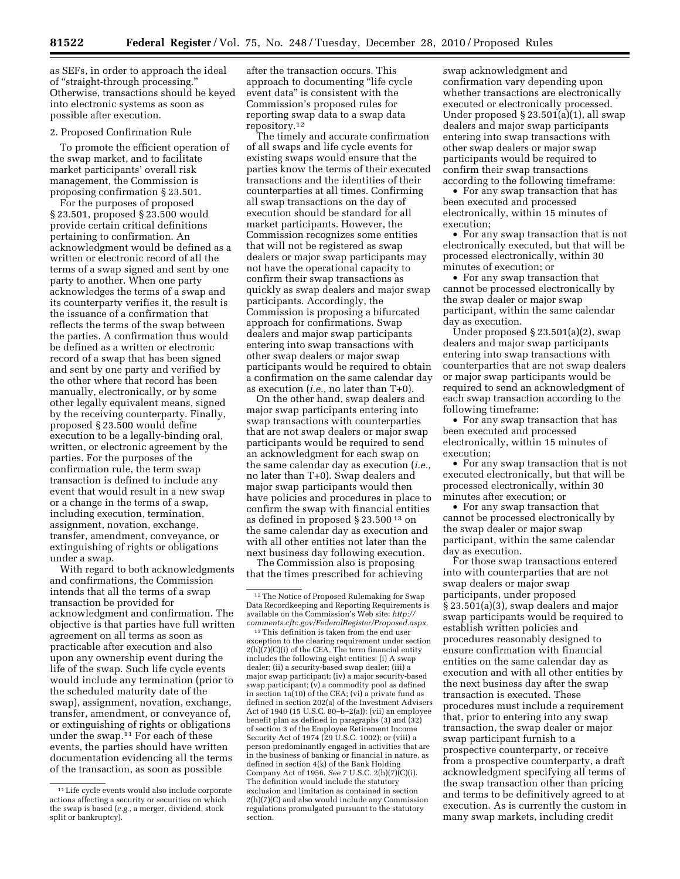as SEFs, in order to approach the ideal of "straight-through processing." Otherwise, transactions should be keyed into electronic systems as soon as possible after execution.

2. Proposed Confirmation Rule

To promote the efficient operation of the swap market, and to facilitate market participants' overall risk management, the Commission is proposing confirmation § 23.501.

For the purposes of proposed § 23.501, proposed § 23.500 would provide certain critical definitions pertaining to confirmation. An acknowledgment would be defined as a written or electronic record of all the terms of a swap signed and sent by one party to another. When one party acknowledges the terms of a swap and its counterparty verifies it, the result is the issuance of a confirmation that reflects the terms of the swap between the parties. A confirmation thus would be defined as a written or electronic record of a swap that has been signed and sent by one party and verified by the other where that record has been manually, electronically, or by some other legally equivalent means, signed by the receiving counterparty. Finally, proposed § 23.500 would define execution to be a legally-binding oral, written, or electronic agreement by the parties. For the purposes of the confirmation rule, the term swap transaction is defined to include any event that would result in a new swap or a change in the terms of a swap, including execution, termination, assignment, novation, exchange, transfer, amendment, conveyance, or extinguishing of rights or obligations under a swap.

With regard to both acknowledgments and confirmations, the Commission intends that all the terms of a swap transaction be provided for acknowledgment and confirmation. The objective is that parties have full written agreement on all terms as soon as practicable after execution and also upon any ownership event during the life of the swap. Such life cycle events would include any termination (prior to the scheduled maturity date of the swap), assignment, novation, exchange, transfer, amendment, or conveyance of, or extinguishing of rights or obligations under the swap.[11] For each of these events, the parties should have written documentation evidencing all the terms of the transaction, as soon as possible after the transaction occurs. This approach to documenting "life cycle event data" is consistent with the Commission's proposed rules for reporting swap data to a swap data repository.[12]

The timely and accurate confirmation of all swaps and life cycle events for existing swaps would ensure that the parties know the terms of their executed transactions and the identities of their counterparties at all times. Confirming all swap transactions on the day of execution should be standard for all market participants. However, the Commission recognizes some entities that will not be registered as swap dealers or major swap participants may not have the operational capacity to confirm their swap transactions as quickly as swap dealers and major swap participants. Accordingly, the Commission is proposing a bifurcated approach for confirmations. Swap dealers and major swap participants entering into swap transactions with other swap dealers or major swap participants would be required to obtain a confirmation on the same calendar day as execution (*i.e.,* no later than T+0).

On the other hand, swap dealers and major swap participants entering into swap transactions with counterparties that are not swap dealers or major swap participants would be required to send an acknowledgment for each swap on the same calendar day as execution (*i.e.,* no later than T+0). Swap dealers and major swap participants would then have policies and procedures in place to confirm the swap with financial entities as defined in proposed § 23.500 [13] on the same calendar day as execution and with all other entities not later than the next business day following execution.

The Commission also is proposing that the times prescribed for achieving swap acknowledgment and confirmation vary depending upon whether transactions are electronically executed or electronically processed. Under proposed § 23.501(a)(1), all swap dealers and major swap participants entering into swap transactions with other swap dealers or major swap participants would be required to confirm their swap transactions according to the following timeframe:

- For any swap transaction that has been executed and processed electronically, within 15 minutes of execution;
- For any swap transaction that is not electronically executed, but that will be processed electronically, within 30 minutes of execution; or
- For any swap transaction that cannot be processed electronically by the swap dealer or major swap participant, within the same calendar day as execution.

Under proposed § 23.501(a)(2), swap dealers and major swap participants entering into swap transactions with counterparties that are not swap dealers or major swap participants would be required to send an acknowledgment of each swap transaction according to the following timeframe:

- For any swap transaction that has been executed and processed electronically, within 15 minutes of execution;
- For any swap transaction that is not executed electronically, but that will be processed electronically, within 30 minutes after execution; or
- For any swap transaction that cannot be processed electronically by the swap dealer or major swap participant, within the same calendar day as execution.

For those swap transactions entered into with counterparties that are not swap dealers or major swap participants, under proposed § 23.501(a)(3), swap dealers and major swap participants would be required to establish written policies and procedures reasonably designed to ensure confirmation with financial entities on the same calendar day as execution and with all other entities by the next business day after the swap transaction is executed. These procedures must include a requirement that, prior to entering into any swap transaction, the swap dealer or major swap participant furnish to a prospective counterparty, or receive from a prospective counterparty, a draft acknowledgment specifying all terms of the swap transaction other than pricing and terms to be definitively agreed to at execution. As is currently the custom in many swap markets, including credit

---

[11] Life cycle events would also include corporate actions affecting a security or securities on which the swap is based (*e.g.,* a merger, dividend, stock split or bankruptcy).

[12] The Notice of Proposed Rulemaking for Swap Data Recordkeeping and Reporting Requirements is available on the Commission's Web site: *http://comments.cftc.gov/FederalRegister/Proposed.aspx.*

[13] This definition is taken from the end user exception to the clearing requirement under section 2(h)(7)(C)(i) of the CEA. The term financial entity includes the following eight entities: (i) A swap dealer; (ii) a security-based swap dealer; (iii) a major swap participant; (iv) a major security-based swap participant; (v) a commodity pool as defined in section 1a(10) of the CEA; (vi) a private fund as defined in section 202(a) of the Investment Advisers Act of 1940 (15 U.S.C. 80–b–2(a)); (vii) an employee benefit plan as defined in paragraphs (3) and (32) of section 3 of the Employee Retirement Income Security Act of 1974 (29 U.S.C. 1002); or (viii) a person predominantly engaged in activities that are in the business of banking or financial in nature, as defined in section 4(k) of the Bank Holding Company Act of 1956. *See* 7 U.S.C. 2(h)(7)(C)(i). The definition would include the statutory exclusion and limitation as contained in section 2(h)(7)(C) and also would include any Commission regulations promulgated pursuant to the statutory section.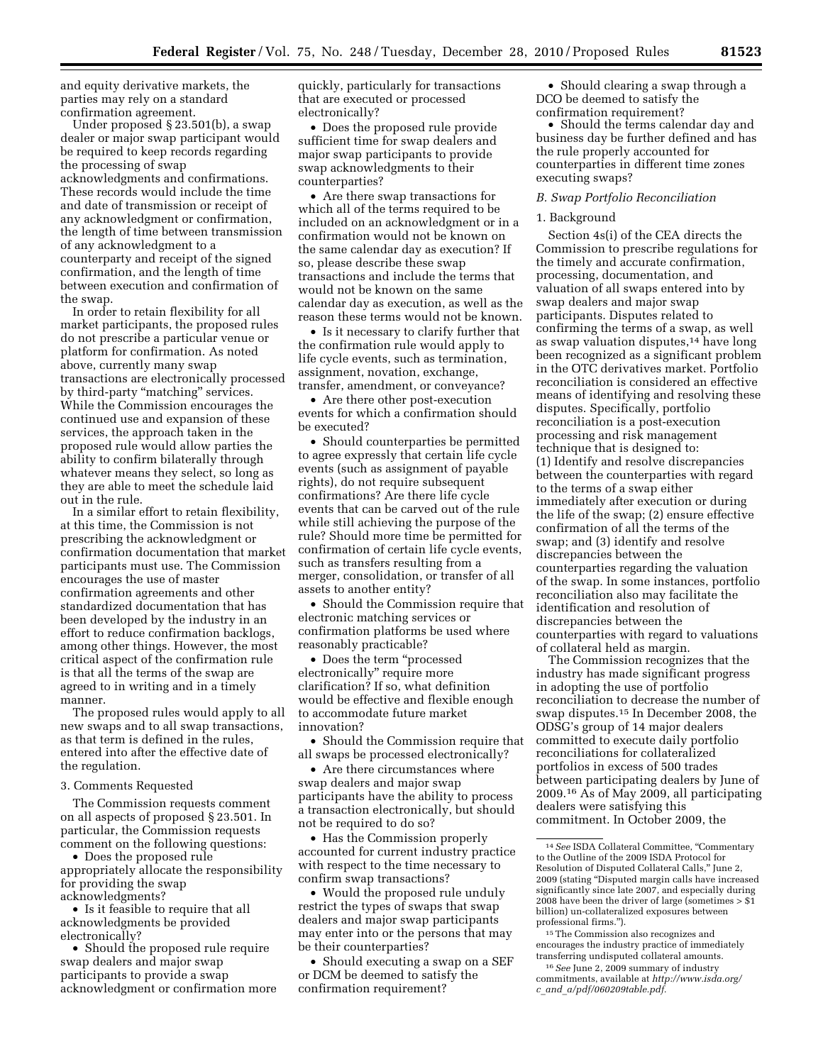and equity derivative markets, the parties may rely on a standard confirmation agreement.

Under proposed § 23.501(b), a swap dealer or major swap participant would be required to keep records regarding the processing of swap acknowledgments and confirmations. These records would include the time and date of transmission or receipt of any acknowledgment or confirmation, the length of time between transmission of any acknowledgment to a counterparty and receipt of the signed confirmation, and the length of time between execution and confirmation of the swap.

In order to retain flexibility for all market participants, the proposed rules do not prescribe a particular venue or platform for confirmation. As noted above, currently many swap transactions are electronically processed by third-party "matching" services. While the Commission encourages the continued use and expansion of these services, the approach taken in the proposed rule would allow parties the ability to confirm bilaterally through whatever means they select, so long as they are able to meet the schedule laid out in the rule.

In a similar effort to retain flexibility, at this time, the Commission is not prescribing the acknowledgment or confirmation documentation that market participants must use. The Commission encourages the use of master confirmation agreements and other standardized documentation that has been developed by the industry in an effort to reduce confirmation backlogs, among other things. However, the most critical aspect of the confirmation rule is that all the terms of the swap are agreed to in writing and in a timely manner.

The proposed rules would apply to all new swaps and to all swap transactions, as that term is defined in the rules, entered into after the effective date of the regulation.

### 3. Comments Requested

The Commission requests comment on all aspects of proposed § 23.501. In particular, the Commission requests comment on the following questions:

- Does the proposed rule appropriately allocate the responsibility for providing the swap acknowledgments?
- Is it feasible to require that all acknowledgments be provided electronically?
- Should the proposed rule require swap dealers and major swap participants to provide a swap acknowledgment or confirmation more quickly, particularly for transactions that are executed or processed electronically?
- Does the proposed rule provide sufficient time for swap dealers and major swap participants to provide swap acknowledgments to their counterparties?
- Are there swap transactions for which all of the terms required to be included on an acknowledgment or in a confirmation would not be known on the same calendar day as execution? If so, please describe these swap transactions and include the terms that would not be known on the same calendar day as execution, as well as the reason these terms would not be known.
- Is it necessary to clarify further that the confirmation rule would apply to life cycle events, such as termination, assignment, novation, exchange, transfer, amendment, or conveyance?
- Are there other post-execution events for which a confirmation should be executed?
- Should counterparties be permitted to agree expressly that certain life cycle events (such as assignment of payable rights), do not require subsequent confirmations? Are there life cycle events that can be carved out of the rule while still achieving the purpose of the rule? Should more time be permitted for confirmation of certain life cycle events, such as transfers resulting from a merger, consolidation, or transfer of all assets to another entity?
- Should the Commission require that electronic matching services or confirmation platforms be used where reasonably practicable?
- Does the term "processed electronically" require more clarification? If so, what definition would be effective and flexible enough to accommodate future market innovation?
- Should the Commission require that all swaps be processed electronically?
- Are there circumstances where swap dealers and major swap participants have the ability to process a transaction electronically, but should not be required to do so?
- Has the Commission properly accounted for current industry practice with respect to the time necessary to confirm swap transactions?
- Would the proposed rule unduly restrict the types of swaps that swap dealers and major swap participants may enter into or the persons that may be their counterparties?
- Should executing a swap on a SEF or DCM be deemed to satisfy the confirmation requirement?
- Should clearing a swap through a DCO be deemed to satisfy the confirmation requirement?
- Should the terms calendar day and business day be further defined and has the rule properly accounted for counterparties in different time zones executing swaps?

## B. Swap Portfolio Reconciliation

### 1. Background

Section 4s(i) of the CEA directs the Commission to prescribe regulations for the timely and accurate confirmation, processing, documentation, and valuation of all swaps entered into by swap dealers and major swap participants. Disputes related to confirming the terms of a swap, as well as swap valuation disputes,[14] have long been recognized as a significant problem in the OTC derivatives market. Portfolio reconciliation is considered an effective means of identifying and resolving these disputes. Specifically, portfolio reconciliation is a post-execution processing and risk management technique that is designed to: (1) Identify and resolve discrepancies between the counterparties with regard to the terms of a swap either immediately after execution or during the life of the swap; (2) ensure effective confirmation of all the terms of the swap; and (3) identify and resolve discrepancies between the counterparties regarding the valuation of the swap. In some instances, portfolio reconciliation also may facilitate the identification and resolution of discrepancies between the counterparties with regard to valuations of collateral held as margin.

The Commission recognizes that the industry has made significant progress in adopting the use of portfolio reconciliation to decrease the number of swap disputes.[15] In December 2008, the ODSG's group of 14 major dealers committed to execute daily portfolio reconciliations for collateralized portfolios in excess of 500 trades between participating dealers by June of 2009.[16] As of May 2009, all participating dealers were satisfying this commitment. In October 2009, the

[14] *See* ISDA Collateral Committee, "Commentary to the Outline of the 2009 ISDA Protocol for Resolution of Disputed Collateral Calls," June 2, 2009 (stating "Disputed margin calls have increased significantly since late 2007, and especially during 2008 have been the driver of large (sometimes > $1 billion) un-collateralized exposures between professional firms.").

[15] The Commission also recognizes and encourages the industry practice of immediately transferring undisputed collateral amounts.

[16] *See* June 2, 2009 summary of industry commitments, available at *http://www.isda.org/c_and_a/pdf/060209table.pdf.*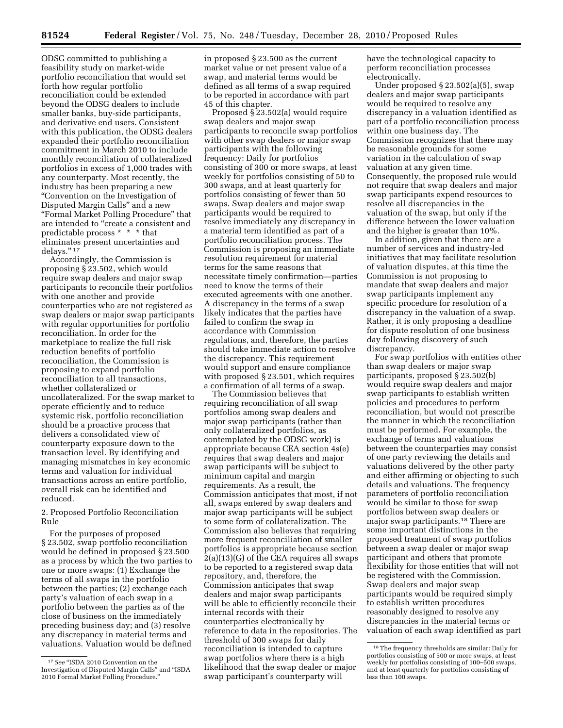ODSG committed to publishing a feasibility study on market-wide portfolio reconciliation that would set forth how regular portfolio reconciliation could be extended beyond the ODSG dealers to include smaller banks, buy-side participants, and derivative end users. Consistent with this publication, the ODSG dealers expanded their portfolio reconciliation commitment in March 2010 to include monthly reconciliation of collateralized portfolios in excess of 1,000 trades with any counterparty. Most recently, the industry has been preparing a new "Convention on the Investigation of Disputed Margin Calls" and a new "Formal Market Polling Procedure" that are intended to "create a consistent and predictable process * * * that eliminates present uncertainties and delays."[17]

Accordingly, the Commission is proposing § 23.502, which would require swap dealers and major swap participants to reconcile their portfolios with one another and provide counterparties who are not registered as swap dealers or major swap participants with regular opportunities for portfolio reconciliation. In order for the marketplace to realize the full risk reduction benefits of portfolio reconciliation, the Commission is proposing to expand portfolio reconciliation to all transactions, whether collateralized or uncollateralized. For the swap market to operate efficiently and to reduce systemic risk, portfolio reconciliation should be a proactive process that delivers a consolidated view of counterparty exposure down to the transaction level. By identifying and managing mismatches in key economic terms and valuation for individual transactions across an entire portfolio, overall risk can be identified and reduced.

2. Proposed Portfolio Reconciliation Rule

For the purposes of proposed § 23.502, swap portfolio reconciliation would be defined in proposed § 23.500 as a process by which the two parties to one or more swaps: (1) Exchange the terms of all swaps in the portfolio between the parties; (2) exchange each party's valuation of each swap in a portfolio between the parties as of the close of business on the immediately preceding business day; and (3) resolve any discrepancy in material terms and valuations. Valuation would be defined in proposed § 23.500 as the current market value or net present value of a swap, and material terms would be defined as all terms of a swap required to be reported in accordance with part 45 of this chapter.

Proposed § 23.502(a) would require swap dealers and major swap participants to reconcile swap portfolios with other swap dealers or major swap participants with the following frequency: Daily for portfolios consisting of 300 or more swaps, at least weekly for portfolios consisting of 50 to 300 swaps, and at least quarterly for portfolios consisting of fewer than 50 swaps. Swap dealers and major swap participants would be required to resolve immediately any discrepancy in a material term identified as part of a portfolio reconciliation process. The Commission is proposing an immediate resolution requirement for material terms for the same reasons that necessitate timely confirmation—parties need to know the terms of their executed agreements with one another. A discrepancy in the terms of a swap likely indicates that the parties have failed to confirm the swap in accordance with Commission regulations, and, therefore, the parties should take immediate action to resolve the discrepancy. This requirement would support and ensure compliance with proposed § 23.501, which requires a confirmation of all terms of a swap.

The Commission believes that requiring reconciliation of all swap portfolios among swap dealers and major swap participants (rather than only collateralized portfolios, as contemplated by the ODSG work) is appropriate because CEA section 4s(e) requires that swap dealers and major swap participants will be subject to minimum capital and margin requirements. As a result, the Commission anticipates that most, if not all, swaps entered by swap dealers and major swap participants will be subject to some form of collateralization. The Commission also believes that requiring more frequent reconciliation of smaller portfolios is appropriate because section 2(a)(13)(G) of the CEA requires all swaps to be reported to a registered swap data repository, and, therefore, the Commission anticipates that swap dealers and major swap participants will be able to efficiently reconcile their internal records with their counterparties electronically by reference to data in the repositories. The threshold of 300 swaps for daily reconciliation is intended to capture swap portfolios where there is a high likelihood that the swap dealer or major swap participant's counterparty will have the technological capacity to perform reconciliation processes electronically.

Under proposed § 23.502(a)(5), swap dealers and major swap participants would be required to resolve any discrepancy in a valuation identified as part of a portfolio reconciliation process within one business day. The Commission recognizes that there may be reasonable grounds for some variation in the calculation of swap valuation at any given time. Consequently, the proposed rule would not require that swap dealers and major swap participants expend resources to resolve all discrepancies in the valuation of the swap, but only if the difference between the lower valuation and the higher is greater than 10%.

In addition, given that there are a number of services and industry-led initiatives that may facilitate resolution of valuation disputes, at this time the Commission is not proposing to mandate that swap dealers and major swap participants implement any specific procedure for resolution of a discrepancy in the valuation of a swap. Rather, it is only proposing a deadline for dispute resolution of one business day following discovery of such discrepancy.

For swap portfolios with entities other than swap dealers or major swap participants, proposed § 23.502(b) would require swap dealers and major swap participants to establish written policies and procedures to perform reconciliation, but would not prescribe the manner in which the reconciliation must be performed. For example, the exchange of terms and valuations between the counterparties may consist of one party reviewing the details and valuations delivered by the other party and either affirming or objecting to such details and valuations. The frequency parameters of portfolio reconciliation would be similar to those for swap portfolios between swap dealers or major swap participants.[18] There are some important distinctions in the proposed treatment of swap portfolios between a swap dealer or major swap participant and others that promote flexibility for those entities that will not be registered with the Commission. Swap dealers and major swap participants would be required simply to establish written procedures reasonably designed to resolve any discrepancies in the material terms or valuation of each swap identified as part

[17] *See* "ISDA 2010 Convention on the Investigation of Disputed Margin Calls" and "ISDA 2010 Formal Market Polling Procedure."

[18] The frequency thresholds are similar: Daily for portfolios consisting of 500 or more swaps, at least weekly for portfolios consisting of 100–500 swaps, and at least quarterly for portfolios consisting of less than 100 swaps.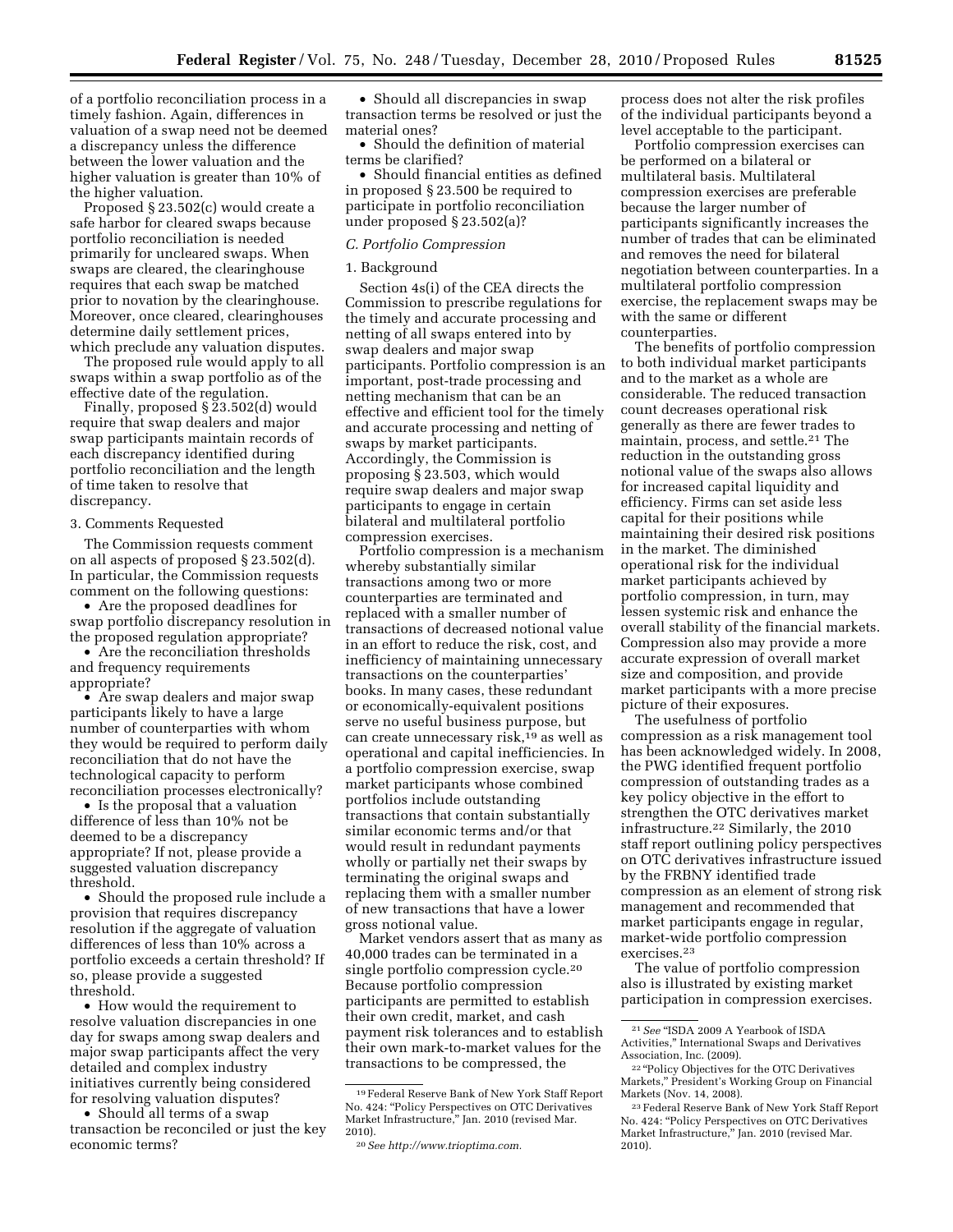of a portfolio reconciliation process in a timely fashion. Again, differences in valuation of a swap need not be deemed a discrepancy unless the difference between the lower valuation and the higher valuation is greater than 10% of the higher valuation.

Proposed § 23.502(c) would create a safe harbor for cleared swaps because portfolio reconciliation is needed primarily for uncleared swaps. When swaps are cleared, the clearinghouse requires that each swap be matched prior to novation by the clearinghouse. Moreover, once cleared, clearinghouses determine daily settlement prices, which preclude any valuation disputes.

The proposed rule would apply to all swaps within a swap portfolio as of the effective date of the regulation.

Finally, proposed § 23.502(d) would require that swap dealers and major swap participants maintain records of each discrepancy identified during portfolio reconciliation and the length of time taken to resolve that discrepancy.

3. Comments Requested

The Commission requests comment on all aspects of proposed § 23.502(d). In particular, the Commission requests comment on the following questions:

- Are the proposed deadlines for swap portfolio discrepancy resolution in the proposed regulation appropriate?
- Are the reconciliation thresholds and frequency requirements appropriate?
- Are swap dealers and major swap participants likely to have a large number of counterparties with whom they would be required to perform daily reconciliation that do not have the technological capacity to perform reconciliation processes electronically?
- Is the proposal that a valuation difference of less than 10% not be deemed to be a discrepancy appropriate? If not, please provide a suggested valuation discrepancy threshold.
- Should the proposed rule include a provision that requires discrepancy resolution if the aggregate of valuation differences of less than 10% across a portfolio exceeds a certain threshold? If so, please provide a suggested threshold.
- How would the requirement to resolve valuation discrepancies in one day for swaps among swap dealers and major swap participants affect the very detailed and complex industry initiatives currently being considered for resolving valuation disputes?
- Should all terms of a swap transaction be reconciled or just the key economic terms?
- Should all discrepancies in swap transaction terms be resolved or just the material ones?
- Should the definition of material terms be clarified?
- Should financial entities as defined in proposed § 23.500 be required to participate in portfolio reconciliation under proposed § 23.502(a)?

*C. Portfolio Compression*

1. Background

Section 4s(i) of the CEA directs the Commission to prescribe regulations for the timely and accurate processing and netting of all swaps entered into by swap dealers and major swap participants. Portfolio compression is an important, post-trade processing and netting mechanism that can be an effective and efficient tool for the timely and accurate processing and netting of swaps by market participants. Accordingly, the Commission is proposing § 23.503, which would require swap dealers and major swap participants to engage in certain bilateral and multilateral portfolio compression exercises.

Portfolio compression is a mechanism whereby substantially similar transactions among two or more counterparties are terminated and replaced with a smaller number of transactions of decreased notional value in an effort to reduce the risk, cost, and inefficiency of maintaining unnecessary transactions on the counterparties' books. In many cases, these redundant or economically-equivalent positions serve no useful business purpose, but can create unnecessary risk,[19] as well as operational and capital inefficiencies. In a portfolio compression exercise, swap market participants whose combined portfolios include outstanding transactions that contain substantially similar economic terms and/or that would result in redundant payments wholly or partially net their swaps by terminating the original swaps and replacing them with a smaller number of new transactions that have a lower gross notional value.

Market vendors assert that as many as 40,000 trades can be terminated in a single portfolio compression cycle.[20] Because portfolio compression participants are permitted to establish their own credit, market, and cash payment risk tolerances and to establish their own mark-to-market values for the transactions to be compressed, the process does not alter the risk profiles of the individual participants beyond a level acceptable to the participant.

Portfolio compression exercises can be performed on a bilateral or multilateral basis. Multilateral compression exercises are preferable because the larger number of participants significantly increases the number of trades that can be eliminated and removes the need for bilateral negotiation between counterparties. In a multilateral portfolio compression exercise, the replacement swaps may be with the same or different counterparties.

The benefits of portfolio compression to both individual market participants and to the market as a whole are considerable. The reduced transaction count decreases operational risk generally as there are fewer trades to maintain, process, and settle.[21] The reduction in the outstanding gross notional value of the swaps also allows for increased capital liquidity and efficiency. Firms can set aside less capital for their positions while maintaining their desired risk positions in the market. The diminished operational risk for the individual market participants achieved by portfolio compression, in turn, may lessen systemic risk and enhance the overall stability of the financial markets. Compression also may provide a more accurate expression of overall market size and composition, and provide market participants with a more precise picture of their exposures.

The usefulness of portfolio compression as a risk management tool has been acknowledged widely. In 2008, the PWG identified frequent portfolio compression of outstanding trades as a key policy objective in the effort to strengthen the OTC derivatives market infrastructure.[22] Similarly, the 2010 staff report outlining policy perspectives on OTC derivatives infrastructure issued by the FRBNY identified trade compression as an element of strong risk management and recommended that market participants engage in regular, market-wide portfolio compression exercises.[23]

The value of portfolio compression also is illustrated by existing market participation in compression exercises.

---

[19] Federal Reserve Bank of New York Staff Report No. 424: "Policy Perspectives on OTC Derivatives Market Infrastructure," Jan. 2010 (revised Mar. 2010).

[20] *See http://www.trioptima.com.*

[21] *See* "ISDA 2009 A Yearbook of ISDA Activities," International Swaps and Derivatives Association, Inc. (2009).

[22] "Policy Objectives for the OTC Derivatives Markets," President's Working Group on Financial Markets (Nov. 14, 2008).

[23] Federal Reserve Bank of New York Staff Report No. 424: "Policy Perspectives on OTC Derivatives Market Infrastructure," Jan. 2010 (revised Mar. 2010).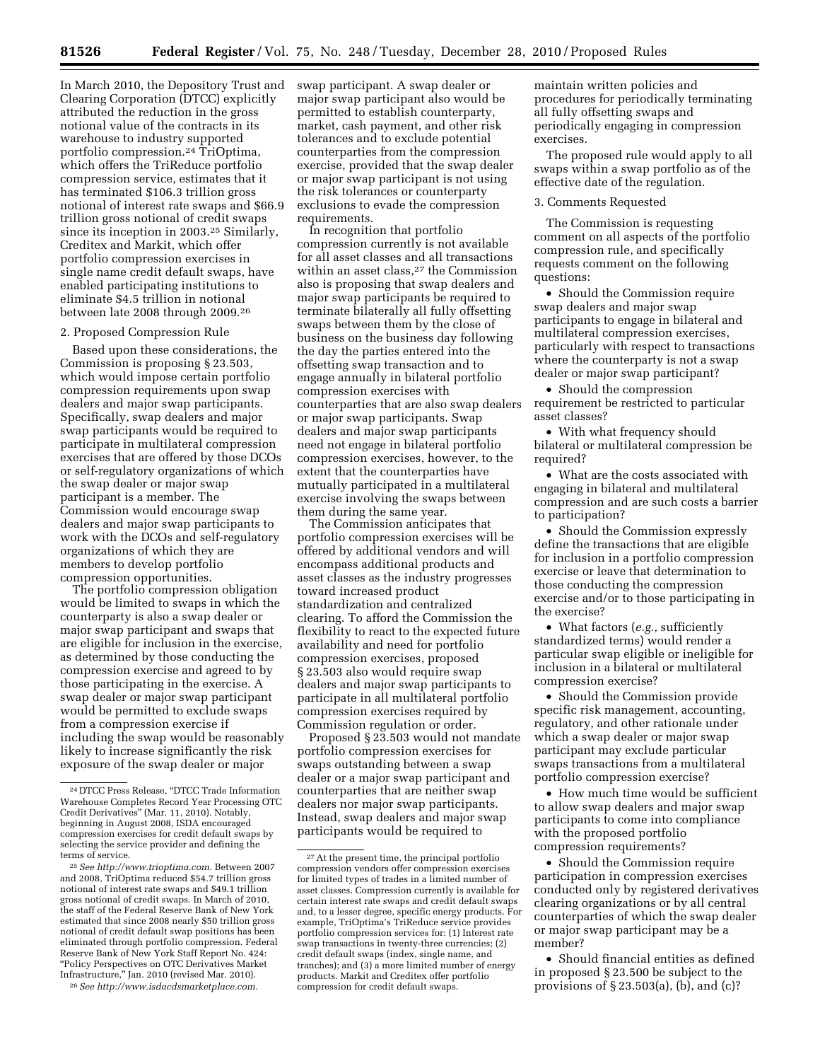In March 2010, the Depository Trust and Clearing Corporation (DTCC) explicitly attributed the reduction in the gross notional value of the contracts in its warehouse to industry supported portfolio compression.[24] TriOptima, which offers the TriReduce portfolio compression service, estimates that it has terminated $106.3 trillion gross notional of interest rate swaps and $66.9 trillion gross notional of credit swaps since its inception in 2003.[25] Similarly, Creditex and Markit, which offer portfolio compression exercises in single name credit default swaps, have enabled participating institutions to eliminate $4.5 trillion in notional between late 2008 through 2009.[26]

2. Proposed Compression Rule

Based upon these considerations, the Commission is proposing § 23.503, which would impose certain portfolio compression requirements upon swap dealers and major swap participants. Specifically, swap dealers and major swap participants would be required to participate in multilateral compression exercises that are offered by those DCOs or self-regulatory organizations of which the swap dealer or major swap participant is a member. The Commission would encourage swap dealers and major swap participants to work with the DCOs and self-regulatory organizations of which they are members to develop portfolio compression opportunities.

The portfolio compression obligation would be limited to swaps in which the counterparty is also a swap dealer or major swap participant and swaps that are eligible for inclusion in the exercise, as determined by those conducting the compression exercise and agreed to by those participating in the exercise. A swap dealer or major swap participant would be permitted to exclude swaps from a compression exercise if including the swap would be reasonably likely to increase significantly the risk exposure of the swap dealer or major swap participant. A swap dealer or major swap participant also would be permitted to establish counterparty, market, cash payment, and other risk tolerances and to exclude potential counterparties from the compression exercise, provided that the swap dealer or major swap participant is not using the risk tolerances or counterparty exclusions to evade the compression requirements.

In recognition that portfolio compression currently is not available for all asset classes and all transactions within an asset class,[27] the Commission also is proposing that swap dealers and major swap participants be required to terminate bilaterally all fully offsetting swaps between them by the close of business on the business day following the day the parties entered into the offsetting swap transaction and to engage annually in bilateral portfolio compression exercises with counterparties that are also swap dealers or major swap participants. Swap dealers and major swap participants need not engage in bilateral portfolio compression exercises, however, to the extent that the counterparties have mutually participated in a multilateral exercise involving the swaps between them during the same year.

The Commission anticipates that portfolio compression exercises will be offered by additional vendors and will encompass additional products and asset classes as the industry progresses toward increased product standardization and centralized clearing. To afford the Commission the flexibility to react to the expected future availability and need for portfolio compression exercises, proposed § 23.503 also would require swap dealers and major swap participants to participate in all multilateral portfolio compression exercises required by Commission regulation or order.

Proposed § 23.503 would not mandate portfolio compression exercises for swaps outstanding between a swap dealer or a major swap participant and counterparties that are neither swap dealers nor major swap participants. Instead, swap dealers and major swap participants would be required to maintain written policies and procedures for periodically terminating all fully offsetting swaps and periodically engaging in compression exercises.

The proposed rule would apply to all swaps within a swap portfolio as of the effective date of the regulation.

3. Comments Requested

The Commission is requesting comment on all aspects of the portfolio compression rule, and specifically requests comment on the following questions:

- Should the Commission require swap dealers and major swap participants to engage in bilateral and multilateral compression exercises, particularly with respect to transactions where the counterparty is not a swap dealer or major swap participant?
- Should the compression requirement be restricted to particular asset classes?
- With what frequency should bilateral or multilateral compression be required?
- What are the costs associated with engaging in bilateral and multilateral compression and are such costs a barrier to participation?
- Should the Commission expressly define the transactions that are eligible for inclusion in a portfolio compression exercise or leave that determination to those conducting the compression exercise and/or to those participating in the exercise?
- What factors (*e.g.,* sufficiently standardized terms) would render a particular swap eligible or ineligible for inclusion in a bilateral or multilateral compression exercise?
- Should the Commission provide specific risk management, accounting, regulatory, and other rationale under which a swap dealer or major swap participant may exclude particular swaps transactions from a multilateral portfolio compression exercise?
- How much time would be sufficient to allow swap dealers and major swap participants to come into compliance with the proposed portfolio compression requirements?
- Should the Commission require participation in compression exercises conducted only by registered derivatives clearing organizations or by all central counterparties of which the swap dealer or major swap participant may be a member?
- Should financial entities as defined in proposed § 23.500 be subject to the provisions of § 23.503(a), (b), and (c)?

---

[24] DTCC Press Release, "DTCC Trade Information Warehouse Completes Record Year Processing OTC Credit Derivatives" (Mar. 11, 2010). Notably, beginning in August 2008, ISDA encouraged compression exercises for credit default swaps by selecting the service provider and defining the terms of service.

[25] *See http://www.trioptima.com.* Between 2007 and 2008, TriOptima reduced $54.7 trillion gross notional of interest rate swaps and $49.1 trillion gross notional of credit swaps. In March of 2010, the staff of the Federal Reserve Bank of New York estimated that since 2008 nearly $50 trillion gross notional of credit default swap positions has been eliminated through portfolio compression. Federal Reserve Bank of New York Staff Report No. 424: "Policy Perspectives on OTC Derivatives Market Infrastructure," Jan. 2010 (revised Mar. 2010).

[26] *See http://www.isdacdsmarketplace.com.*

[27] At the present time, the principal portfolio compression vendors offer compression exercises for limited types of trades in a limited number of asset classes. Compression currently is available for certain interest rate swaps and credit default swaps and, to a lesser degree, specific energy products. For example, TriOptima's TriReduce service provides portfolio compression services for: (1) Interest rate swap transactions in twenty-three currencies; (2) credit default swaps (index, single name, and tranches); and (3) a more limited number of energy products. Markit and Creditex offer portfolio compression for credit default swaps.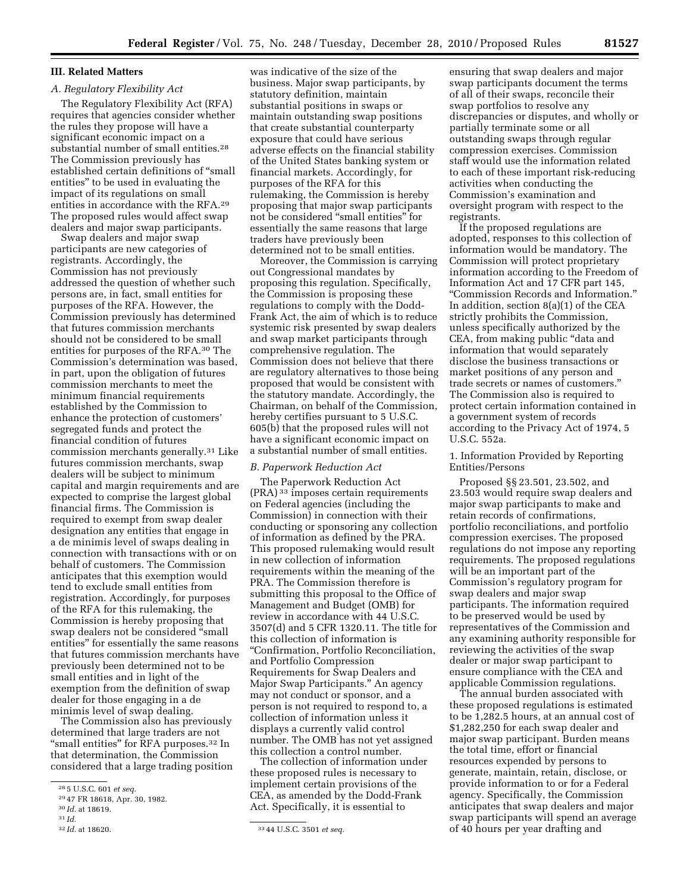## III. Related Matters

### A. Regulatory Flexibility Act

The Regulatory Flexibility Act (RFA) requires that agencies consider whether the rules they propose will have a significant economic impact on a substantial number of small entities.[28] The Commission previously has established certain definitions of "small entities" to be used in evaluating the impact of its regulations on small entities in accordance with the RFA.[29] The proposed rules would affect swap dealers and major swap participants.

Swap dealers and major swap participants are new categories of registrants. Accordingly, the Commission has not previously addressed the question of whether such persons are, in fact, small entities for purposes of the RFA. However, the Commission previously has determined that futures commission merchants should not be considered to be small entities for purposes of the RFA.[30] The Commission's determination was based, in part, upon the obligation of futures commission merchants to meet the minimum financial requirements established by the Commission to enhance the protection of customers' segregated funds and protect the financial condition of futures commission merchants generally.[31] Like futures commission merchants, swap dealers will be subject to minimum capital and margin requirements and are expected to comprise the largest global financial firms. The Commission is required to exempt from swap dealer designation any entities that engage in a de minimis level of swaps dealing in connection with transactions with or on behalf of customers. The Commission anticipates that this exemption would tend to exclude small entities from registration. Accordingly, for purposes of the RFA for this rulemaking, the Commission is hereby proposing that swap dealers not be considered "small entities" for essentially the same reasons that futures commission merchants have previously been determined not to be small entities and in light of the exemption from the definition of swap dealer for those engaging in a de minimis level of swap dealing.

The Commission also has previously determined that large traders are not "small entities" for RFA purposes.[32] In that determination, the Commission considered that a large trading position was indicative of the size of the business. Major swap participants, by statutory definition, maintain substantial positions in swaps or maintain outstanding swap positions that create substantial counterparty exposure that could have serious adverse effects on the financial stability of the United States banking system or financial markets. Accordingly, for purposes of the RFA for this rulemaking, the Commission is hereby proposing that major swap participants not be considered "small entities" for essentially the same reasons that large traders have previously been determined not to be small entities.

Moreover, the Commission is carrying out Congressional mandates by proposing this regulation. Specifically, the Commission is proposing these regulations to comply with the Dodd-Frank Act, the aim of which is to reduce systemic risk presented by swap dealers and swap market participants through comprehensive regulation. The Commission does not believe that there are regulatory alternatives to those being proposed that would be consistent with the statutory mandate. Accordingly, the Chairman, on behalf of the Commission, hereby certifies pursuant to 5 U.S.C. 605(b) that the proposed rules will not have a significant economic impact on a substantial number of small entities.

### B. Paperwork Reduction Act

The Paperwork Reduction Act (PRA)[33] imposes certain requirements on Federal agencies (including the Commission) in connection with their conducting or sponsoring any collection of information as defined by the PRA. This proposed rulemaking would result in new collection of information requirements within the meaning of the PRA. The Commission therefore is submitting this proposal to the Office of Management and Budget (OMB) for review in accordance with 44 U.S.C. 3507(d) and 5 CFR 1320.11. The title for this collection of information is "Confirmation, Portfolio Reconciliation, and Portfolio Compression Requirements for Swap Dealers and Major Swap Participants." An agency may not conduct or sponsor, and a person is not required to respond to, a collection of information unless it displays a currently valid control number. The OMB has not yet assigned this collection a control number.

The collection of information under these proposed rules is necessary to implement certain provisions of the CEA, as amended by the Dodd-Frank Act. Specifically, it is essential to ensuring that swap dealers and major swap participants document the terms of all of their swaps, reconcile their swap portfolios to resolve any discrepancies or disputes, and wholly or partially terminate some or all outstanding swaps through regular compression exercises. Commission staff would use the information related to each of these important risk-reducing activities when conducting the Commission's examination and oversight program with respect to the registrants.

If the proposed regulations are adopted, responses to this collection of information would be mandatory. The Commission will protect proprietary information according to the Freedom of Information Act and 17 CFR part 145, "Commission Records and Information." In addition, section 8(a)(1) of the CEA strictly prohibits the Commission, unless specifically authorized by the CEA, from making public "data and information that would separately disclose the business transactions or market positions of any person and trade secrets or names of customers." The Commission also is required to protect certain information contained in a government system of records according to the Privacy Act of 1974, 5 U.S.C. 552a.

#### 1. Information Provided by Reporting Entities/Persons

Proposed §§ 23.501, 23.502, and 23.503 would require swap dealers and major swap participants to make and retain records of confirmations, portfolio reconciliations, and portfolio compression exercises. The proposed regulations do not impose any reporting requirements. The proposed regulations will be an important part of the Commission's regulatory program for swap dealers and major swap participants. The information required to be preserved would be used by representatives of the Commission and any examining authority responsible for reviewing the activities of the swap dealer or major swap participant to ensure compliance with the CEA and applicable Commission regulations.

The annual burden associated with these proposed regulations is estimated to be 1,282.5 hours, at an annual cost of $1,282,250 for each swap dealer and major swap participant. Burden means the total time, effort or financial resources expended by persons to generate, maintain, retain, disclose, or provide information to or for a Federal agency. Specifically, the Commission anticipates that swap dealers and major swap participants will spend an average of 40 hours per year drafting and

---

[28] 5 U.S.C. 601 *et seq.*

[29] 47 FR 18618, Apr. 30, 1982.

[30] *Id.* at 18619.

[31] *Id.*

[32] *Id.* at 18620.

[33] 44 U.S.C. 3501 *et seq.*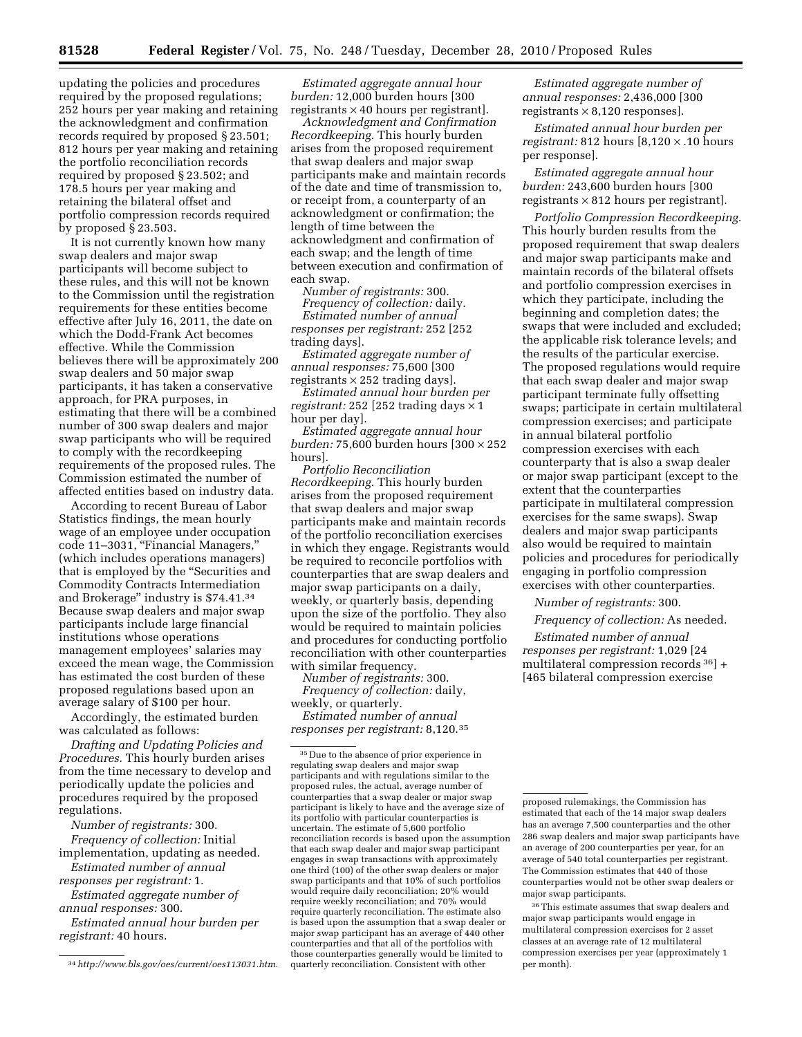updating the policies and procedures required by the proposed regulations; 252 hours per year making and retaining the acknowledgment and confirmation records required by proposed § 23.501; 812 hours per year making and retaining the portfolio reconciliation records required by proposed § 23.502; and 178.5 hours per year making and retaining the bilateral offset and portfolio compression records required by proposed § 23.503.

It is not currently known how many swap dealers and major swap participants will become subject to these rules, and this will not be known to the Commission until the registration requirements for these entities become effective after July 16, 2011, the date on which the Dodd-Frank Act becomes effective. While the Commission believes there will be approximately 200 swap dealers and 50 major swap participants, it has taken a conservative approach, for PRA purposes, in estimating that there will be a combined number of 300 swap dealers and major swap participants who will be required to comply with the recordkeeping requirements of the proposed rules. The Commission estimated the number of affected entities based on industry data.

According to recent Bureau of Labor Statistics findings, the mean hourly wage of an employee under occupation code 11–3031, "Financial Managers," (which includes operations managers) that is employed by the "Securities and Commodity Contracts Intermediation and Brokerage" industry is $74.41.[34] Because swap dealers and major swap participants include large financial institutions whose operations management employees' salaries may exceed the mean wage, the Commission has estimated the cost burden of these proposed regulations based upon an average salary of $100 per hour.

Accordingly, the estimated burden was calculated as follows:

*Drafting and Updating Policies and Procedures.* This hourly burden arises from the time necessary to develop and periodically update the policies and procedures required by the proposed regulations.

*Number of registrants:* 300.

*Frequency of collection:* Initial implementation, updating as needed.

*Estimated number of annual responses per registrant:* 1.

*Estimated aggregate number of annual responses:* 300.

*Estimated annual hour burden per registrant:* 40 hours.

*Estimated aggregate annual hour burden:* 12,000 burden hours [300 registrants × 40 hours per registrant].

*Acknowledgment and Confirmation Recordkeeping.* This hourly burden arises from the proposed requirement that swap dealers and major swap participants make and maintain records of the date and time of transmission to, or receipt from, a counterparty of an acknowledgment or confirmation; the length of time between the acknowledgment and confirmation of each swap; and the length of time between execution and confirmation of each swap.

*Number of registrants:* 300.

*Frequency of collection:* daily.

*Estimated number of annual responses per registrant:* 252 [252 trading days].

*Estimated aggregate number of annual responses:* 75,600 [300 registrants × 252 trading days].

*Estimated annual hour burden per registrant:* 252 [252 trading days × 1 hour per day].

*Estimated aggregate annual hour burden:* 75,600 burden hours [300 × 252 hours].

*Portfolio Reconciliation Recordkeeping.* This hourly burden arises from the proposed requirement that swap dealers and major swap participants make and maintain records of the portfolio reconciliation exercises in which they engage. Registrants would be required to reconcile portfolios with counterparties that are swap dealers and major swap participants on a daily, weekly, or quarterly basis, depending upon the size of the portfolio. They also would be required to maintain policies and procedures for conducting portfolio reconciliation with other counterparties with similar frequency.

*Number of registrants:* 300.

*Frequency of collection:* daily, weekly, or quarterly.

*Estimated number of annual responses per registrant:* 8,120.[35]

*Estimated aggregate number of annual responses:* 2,436,000 [300 registrants × 8,120 responses].

*Estimated annual hour burden per registrant:* 812 hours [8,120 × .10 hours per response].

*Estimated aggregate annual hour burden:* 243,600 burden hours [300 registrants × 812 hours per registrant].

*Portfolio Compression Recordkeeping.* This hourly burden results from the proposed requirement that swap dealers and major swap participants make and maintain records of the bilateral offsets and portfolio compression exercises in which they participate, including the beginning and completion dates; the swaps that were included and excluded; the applicable risk tolerance levels; and the results of the particular exercise. The proposed regulations would require that each swap dealer and major swap participant terminate fully offsetting swaps; participate in certain multilateral compression exercises; and participate in annual bilateral portfolio compression exercises with each counterparty that is also a swap dealer or major swap participant (except to the extent that the counterparties participate in multilateral compression exercises for the same swaps). Swap dealers and major swap participants also would be required to maintain policies and procedures for periodically engaging in portfolio compression exercises with other counterparties.

*Number of registrants:* 300.

*Frequency of collection:* As needed.

*Estimated number of annual responses per registrant:* 1,029 [24 multilateral compression records [36]] + [465 bilateral compression exercise

---

[34] *http://www.bls.gov/oes/current/oes113031.htm.*

[35] Due to the absence of prior experience in regulating swap dealers and major swap participants and with regulations similar to the proposed rules, the actual, average number of counterparties that a swap dealer or major swap participant is likely to have and the average size of its portfolio with particular counterparties is uncertain. The estimate of 5,600 portfolio reconciliation records is based upon the assumption that each swap dealer and major swap participant engages in swap transactions with approximately one third (100) of the other swap dealers or major swap participants and that 10% of such portfolios would require daily reconciliation; 20% would require weekly reconciliation; and 70% would require quarterly reconciliation. The estimate also is based upon the assumption that a swap dealer or major swap participant has an average of 440 other counterparties and that all of the portfolios with those counterparties generally would be limited to quarterly reconciliation. Consistent with other proposed rulemakings, the Commission has estimated that each of the 14 major swap dealers has an average 7,500 counterparties and the other 286 swap dealers and major swap participants have an average of 200 counterparties per year, for an average of 540 total counterparties per registrant. The Commission estimates that 440 of those counterparties would not be other swap dealers or major swap participants.

[36] This estimate assumes that swap dealers and major swap participants would engage in multilateral compression exercises for 2 asset classes at an average rate of 12 multilateral compression exercises per year (approximately 1 per month).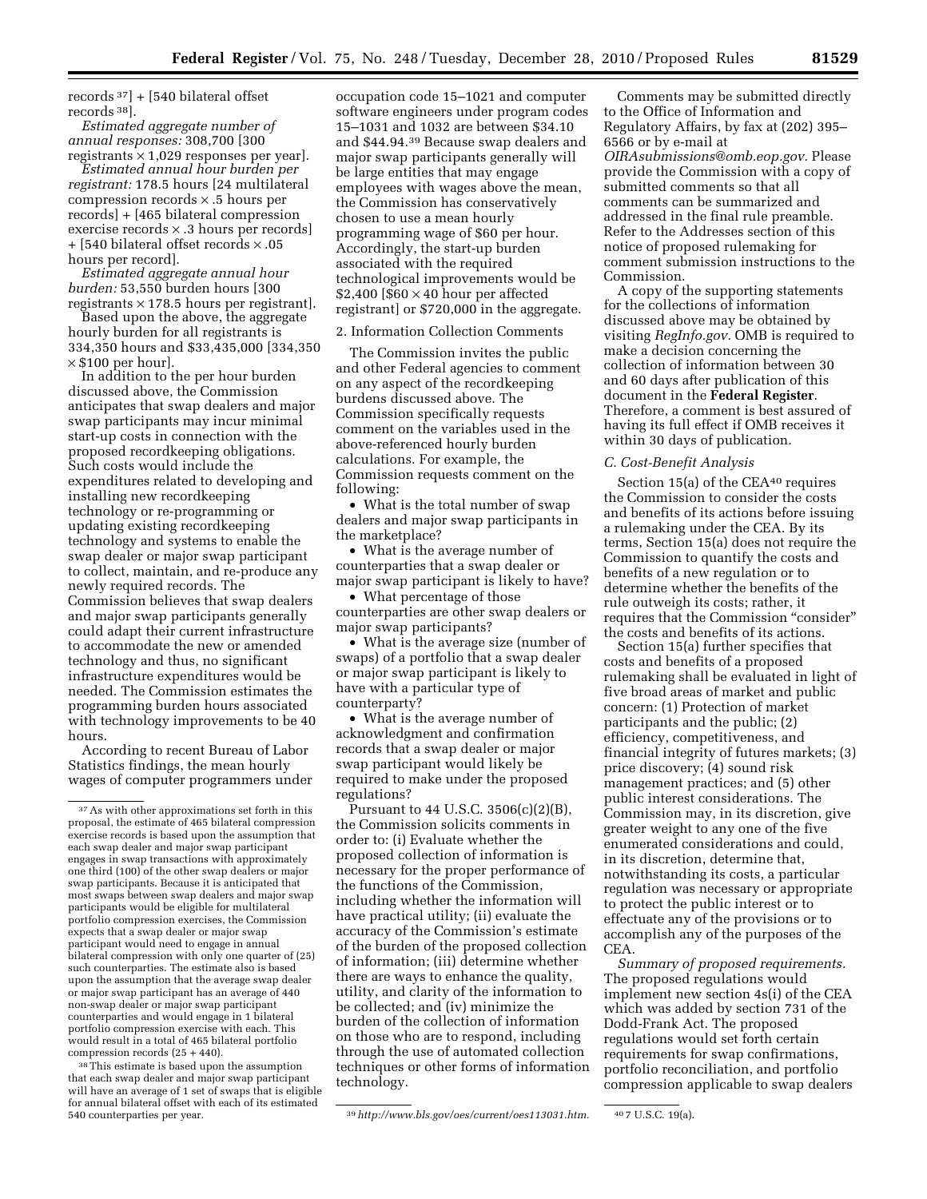records [37]] + [540 bilateral offset records [38]].

*Estimated aggregate number of annual responses:* 308,700 [300 registrants × 1,029 responses per year].

*Estimated annual hour burden per registrant:* 178.5 hours [24 multilateral compression records × .5 hours per records] + [465 bilateral compression exercise records × .3 hours per records] + [540 bilateral offset records × .05 hours per record].

*Estimated aggregate annual hour burden:* 53,550 burden hours [300 registrants × 178.5 hours per registrant].

Based upon the above, the aggregate hourly burden for all registrants is 334,350 hours and $33,435,000 [334,350 × $100 per hour].

In addition to the per hour burden discussed above, the Commission anticipates that swap dealers and major swap participants may incur minimal start-up costs in connection with the proposed recordkeeping obligations. Such costs would include the expenditures related to developing and installing new recordkeeping technology or re-programming or updating existing recordkeeping technology and systems to enable the swap dealer or major swap participant to collect, maintain, and re-produce any newly required records. The Commission believes that swap dealers and major swap participants generally could adapt their current infrastructure to accommodate the new or amended technology and thus, no significant infrastructure expenditures would be needed. The Commission estimates the programming burden hours associated with technology improvements to be 40 hours.

According to recent Bureau of Labor Statistics findings, the mean hourly wages of computer programmers under occupation code 15–1021 and computer software engineers under program codes 15–1031 and 1032 are between $34.10 and $44.94.[39] Because swap dealers and major swap participants generally will be large entities that may engage employees with wages above the mean, the Commission has conservatively chosen to use a mean hourly programming wage of $60 per hour. Accordingly, the start-up burden associated with the required technological improvements would be $2,400 [$60 × 40 hour per affected registrant] or $720,000 in the aggregate.

2. Information Collection Comments

The Commission invites the public and other Federal agencies to comment on any aspect of the recordkeeping burdens discussed above. The Commission specifically requests comment on the variables used in the above-referenced hourly burden calculations. For example, the Commission requests comment on the following:

- What is the total number of swap dealers and major swap participants in the marketplace?
- What is the average number of counterparties that a swap dealer or major swap participant is likely to have?
- What percentage of those counterparties are other swap dealers or major swap participants?
- What is the average size (number of swaps) of a portfolio that a swap dealer or major swap participant is likely to have with a particular type of counterparty?
- What is the average number of acknowledgment and confirmation records that a swap dealer or major swap participant would likely be required to make under the proposed regulations?

Pursuant to 44 U.S.C. 3506(c)(2)(B), the Commission solicits comments in order to: (i) Evaluate whether the proposed collection of information is necessary for the proper performance of the functions of the Commission, including whether the information will have practical utility; (ii) evaluate the accuracy of the Commission's estimate of the burden of the proposed collection of information; (iii) determine whether there are ways to enhance the quality, utility, and clarity of the information to be collected; and (iv) minimize the burden of the collection of information on those who are to respond, including through the use of automated collection techniques or other forms of information technology.

Comments may be submitted directly to the Office of Information and Regulatory Affairs, by fax at (202) 395–6566 or by e-mail at *OIRAsubmissions@omb.eop.gov*. Please provide the Commission with a copy of submitted comments so that all comments can be summarized and addressed in the final rule preamble. Refer to the Addresses section of this notice of proposed rulemaking for comment submission instructions to the Commission.

A copy of the supporting statements for the collections of information discussed above may be obtained by visiting *RegInfo.gov*. OMB is required to make a decision concerning the collection of information between 30 and 60 days after publication of this document in the **Federal Register**. Therefore, a comment is best assured of having its full effect if OMB receives it within 30 days of publication.

### *C. Cost-Benefit Analysis*

Section 15(a) of the CEA[40] requires the Commission to consider the costs and benefits of its actions before issuing a rulemaking under the CEA. By its terms, Section 15(a) does not require the Commission to quantify the costs and benefits of a new regulation or to determine whether the benefits of the rule outweigh its costs; rather, it requires that the Commission "consider" the costs and benefits of its actions.

Section 15(a) further specifies that costs and benefits of a proposed rulemaking shall be evaluated in light of five broad areas of market and public concern: (1) Protection of market participants and the public; (2) efficiency, competitiveness, and financial integrity of futures markets; (3) price discovery; (4) sound risk management practices; and (5) other public interest considerations. The Commission may, in its discretion, give greater weight to any one of the five enumerated considerations and could, in its discretion, determine that, notwithstanding its costs, a particular regulation was necessary or appropriate to protect the public interest or to effectuate any of the provisions or to accomplish any of the purposes of the CEA.

*Summary of proposed requirements.* The proposed regulations would implement new section 4s(i) of the CEA which was added by section 731 of the Dodd-Frank Act. The proposed regulations would set forth certain requirements for swap confirmations, portfolio reconciliation, and portfolio compression applicable to swap dealers

---

[37] As with other approximations set forth in this proposal, the estimate of 465 bilateral compression exercise records is based upon the assumption that each swap dealer and major swap participant engages in swap transactions with approximately one third (100) of the other swap dealers or major swap participants. Because it is anticipated that most swaps between swap dealers and major swap participants would be eligible for multilateral portfolio compression exercises, the Commission expects that a swap dealer or major swap participant would need to engage in annual bilateral compression with only one quarter of (25) such counterparties. The estimate also is based upon the assumption that the average swap dealer or major swap participant has an average of 440 non-swap dealer or major swap participant counterparties and would engage in 1 bilateral portfolio compression exercise with each. This would result in a total of 465 bilateral portfolio compression records (25 + 440).

[38] This estimate is based upon the assumption that each swap dealer and major swap participant will have an average of 1 set of swaps that is eligible for annual bilateral offset with each of its estimated 540 counterparties per year.

[39] *http://www.bls.gov/oes/current/oes113031.htm.*

[40] 7 U.S.C. 19(a).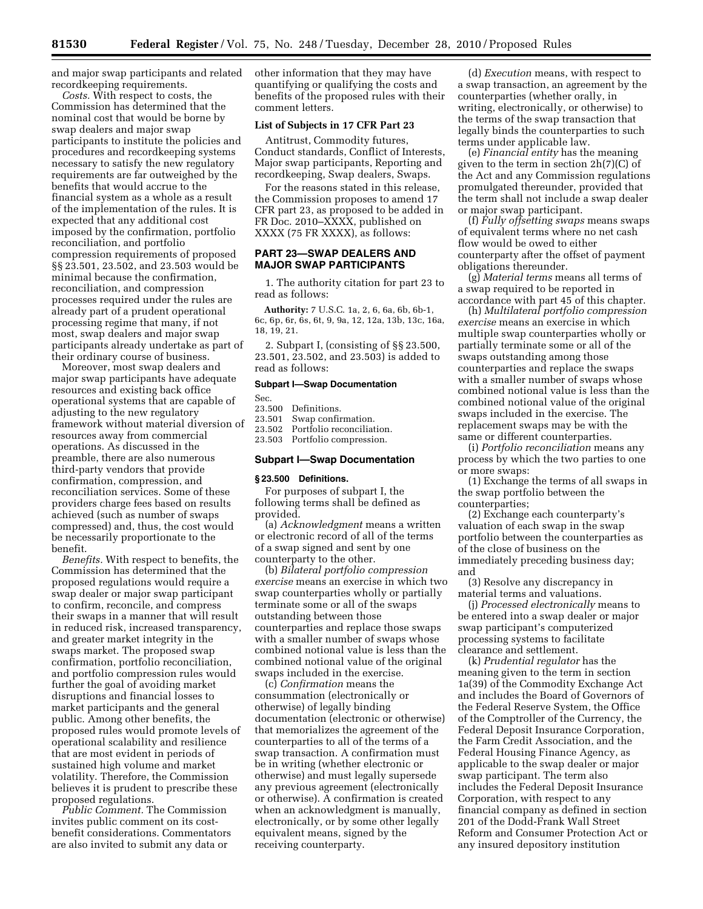and major swap participants and related recordkeeping requirements.

*Costs.* With respect to costs, the Commission has determined that the nominal cost that would be borne by swap dealers and major swap participants to institute the policies and procedures and recordkeeping systems necessary to satisfy the new regulatory requirements are far outweighed by the benefits that would accrue to the financial system as a whole as a result of the implementation of the rules. It is expected that any additional cost imposed by the confirmation, portfolio reconciliation, and portfolio compression requirements of proposed §§ 23.501, 23.502, and 23.503 would be minimal because the confirmation, reconciliation, and compression processes required under the rules are already part of a prudent operational processing regime that many, if not most, swap dealers and major swap participants already undertake as part of their ordinary course of business.

Moreover, most swap dealers and major swap participants have adequate resources and existing back office operational systems that are capable of adjusting to the new regulatory framework without material diversion of resources away from commercial operations. As discussed in the preamble, there are also numerous third-party vendors that provide confirmation, compression, and reconciliation services. Some of these providers charge fees based on results achieved (such as number of swaps compressed) and, thus, the cost would be necessarily proportionate to the benefit.

*Benefits.* With respect to benefits, the Commission has determined that the proposed regulations would require a swap dealer or major swap participant to confirm, reconcile, and compress their swaps in a manner that will result in reduced risk, increased transparency, and greater market integrity in the swaps market. The proposed swap confirmation, portfolio reconciliation, and portfolio compression rules would further the goal of avoiding market disruptions and financial losses to market participants and the general public. Among other benefits, the proposed rules would promote levels of operational scalability and resilience that are most evident in periods of sustained high volume and market volatility. Therefore, the Commission believes it is prudent to prescribe these proposed regulations.

*Public Comment.* The Commission invites public comment on its cost-benefit considerations. Commentators are also invited to submit any data or other information that they may have quantifying or qualifying the costs and benefits of the proposed rules with their comment letters.

## List of Subjects in 17 CFR Part 23

Antitrust, Commodity futures, Conduct standards, Conflict of Interests, Major swap participants, Reporting and recordkeeping, Swap dealers, Swaps.

For the reasons stated in this release, the Commission proposes to amend 17 CFR part 23, as proposed to be added in FR Doc. 2010–XXXX, published on XXXX (75 FR XXXX), as follows:

## PART 23—SWAP DEALERS AND MAJOR SWAP PARTICIPANTS

1. The authority citation for part 23 to read as follows:

**Authority:** 7 U.S.C. 1a, 2, 6, 6a, 6b, 6b-1, 6c, 6p, 6r, 6s, 6t, 9, 9a, 12, 12a, 13b, 13c, 16a, 18, 19, 21.

2. Subpart I, (consisting of §§ 23.500, 23.501, 23.502, and 23.503) is added to read as follows:

### Subpart I—Swap Documentation

Sec.
23.500 Definitions.
23.501 Swap confirmation.
23.502 Portfolio reconciliation.
23.503 Portfolio compression.

### Subpart I—Swap Documentation

#### § 23.500 Definitions.

For purposes of subpart I, the following terms shall be defined as provided.

(a) *Acknowledgment* means a written or electronic record of all of the terms of a swap signed and sent by one counterparty to the other.

(b) *Bilateral portfolio compression exercise* means an exercise in which two swap counterparties wholly or partially terminate some or all of the swaps outstanding between those counterparties and replace those swaps with a smaller number of swaps whose combined notional value is less than the combined notional value of the original swaps included in the exercise.

(c) *Confirmation* means the consummation (electronically or otherwise) of legally binding documentation (electronic or otherwise) that memorializes the agreement of the counterparties to all of the terms of a swap transaction. A confirmation must be in writing (whether electronic or otherwise) and must legally supersede any previous agreement (electronically or otherwise). A confirmation is created when an acknowledgment is manually, electronically, or by some other legally equivalent means, signed by the receiving counterparty.

(d) *Execution* means, with respect to a swap transaction, an agreement by the counterparties (whether orally, in writing, electronically, or otherwise) to the terms of the swap transaction that legally binds the counterparties to such terms under applicable law.

(e) *Financial entity* has the meaning given to the term in section 2h(7)(C) of the Act and any Commission regulations promulgated thereunder, provided that the term shall not include a swap dealer or major swap participant.

(f) *Fully offsetting swaps* means swaps of equivalent terms where no net cash flow would be owed to either counterparty after the offset of payment obligations thereunder.

(g) *Material terms* means all terms of a swap required to be reported in accordance with part 45 of this chapter.

(h) *Multilateral portfolio compression exercise* means an exercise in which multiple swap counterparties wholly or partially terminate some or all of the swaps outstanding among those counterparties and replace the swaps with a smaller number of swaps whose combined notional value is less than the combined notional value of the original swaps included in the exercise. The replacement swaps may be with the same or different counterparties.

(i) *Portfolio reconciliation* means any process by which the two parties to one or more swaps:

(1) Exchange the terms of all swaps in the swap portfolio between the counterparties;

(2) Exchange each counterparty's valuation of each swap in the swap portfolio between the counterparties as of the close of business on the immediately preceding business day; and

(3) Resolve any discrepancy in material terms and valuations.

(j) *Processed electronically* means to be entered into a swap dealer or major swap participant's computerized processing systems to facilitate clearance and settlement.

(k) *Prudential regulator* has the meaning given to the term in section 1a(39) of the Commodity Exchange Act and includes the Board of Governors of the Federal Reserve System, the Office of the Comptroller of the Currency, the Federal Deposit Insurance Corporation, the Farm Credit Association, and the Federal Housing Finance Agency, as applicable to the swap dealer or major swap participant. The term also includes the Federal Deposit Insurance Corporation, with respect to any financial company as defined in section 201 of the Dodd-Frank Wall Street Reform and Consumer Protection Act or any insured depository institution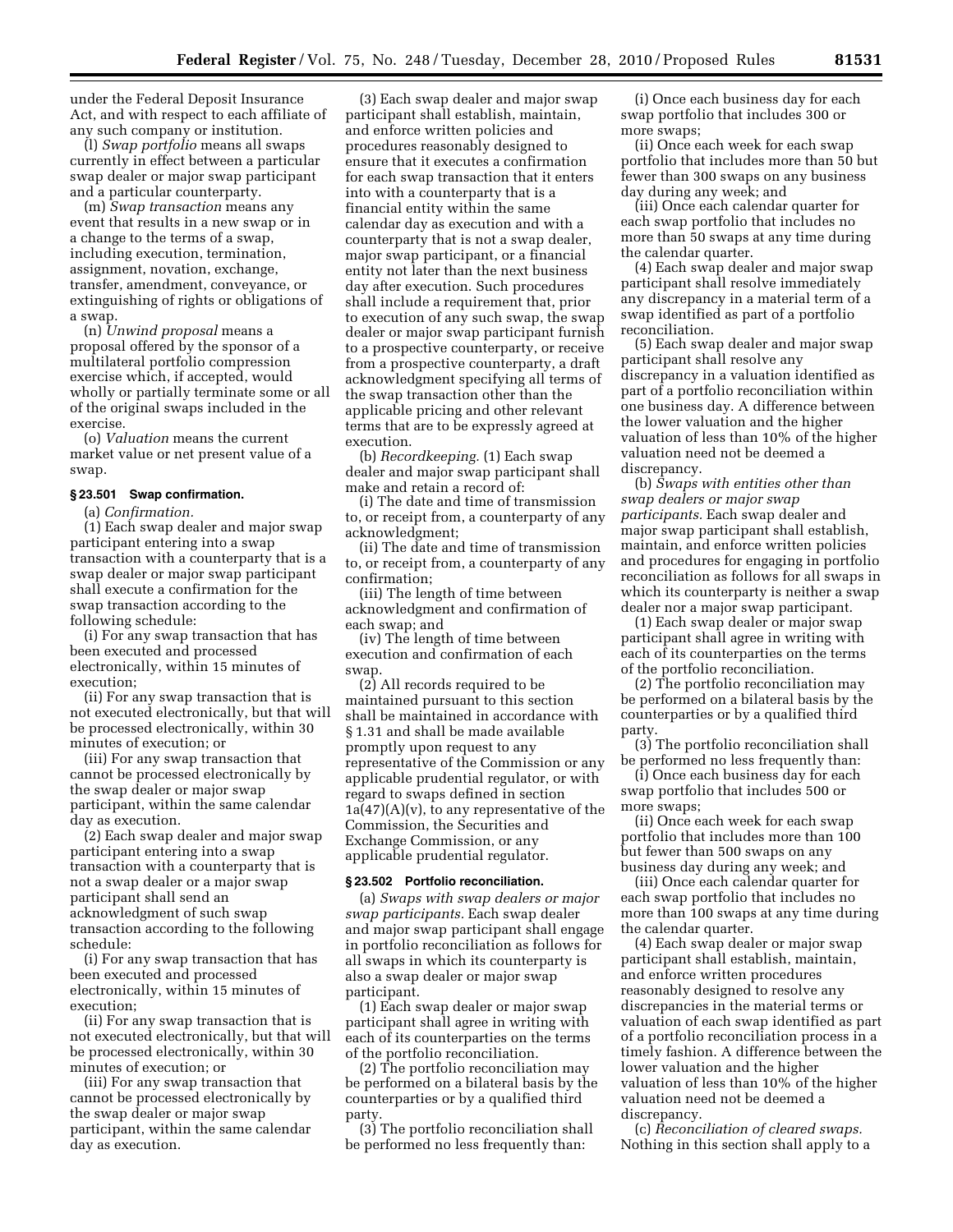under the Federal Deposit Insurance Act, and with respect to each affiliate of any such company or institution.

(l) *Swap portfolio* means all swaps currently in effect between a particular swap dealer or major swap participant and a particular counterparty.

(m) *Swap transaction* means any event that results in a new swap or in a change to the terms of a swap, including execution, termination, assignment, novation, exchange, transfer, amendment, conveyance, or extinguishing of rights or obligations of a swap.

(n) *Unwind proposal* means a proposal offered by the sponsor of a multilateral portfolio compression exercise which, if accepted, would wholly or partially terminate some or all of the original swaps included in the exercise.

(o) *Valuation* means the current market value or net present value of a swap.

### § 23.501 Swap confirmation.

(a) *Confirmation.*

(1) Each swap dealer and major swap participant entering into a swap transaction with a counterparty that is a swap dealer or major swap participant shall execute a confirmation for the swap transaction according to the following schedule:

(i) For any swap transaction that has been executed and processed electronically, within 15 minutes of execution;

(ii) For any swap transaction that is not executed electronically, but that will be processed electronically, within 30 minutes of execution; or

(iii) For any swap transaction that cannot be processed electronically by the swap dealer or major swap participant, within the same calendar day as execution.

(2) Each swap dealer and major swap participant entering into a swap transaction with a counterparty that is not a swap dealer or a major swap participant shall send an acknowledgment of such swap transaction according to the following schedule:

(i) For any swap transaction that has been executed and processed electronically, within 15 minutes of execution;

(ii) For any swap transaction that is not executed electronically, but that will be processed electronically, within 30 minutes of execution; or

(iii) For any swap transaction that cannot be processed electronically by the swap dealer or major swap participant, within the same calendar day as execution.

(3) Each swap dealer and major swap participant shall establish, maintain, and enforce written policies and procedures reasonably designed to ensure that it executes a confirmation for each swap transaction that it enters into with a counterparty that is a financial entity within the same calendar day as execution and with a counterparty that is not a swap dealer, major swap participant, or a financial entity not later than the next business day after execution. Such procedures shall include a requirement that, prior to execution of any such swap, the swap dealer or major swap participant furnish to a prospective counterparty, or receive from a prospective counterparty, a draft acknowledgment specifying all terms of the swap transaction other than the applicable pricing and other relevant terms that are to be expressly agreed at execution.

(b) *Recordkeeping.* (1) Each swap dealer and major swap participant shall make and retain a record of:

(i) The date and time of transmission to, or receipt from, a counterparty of any acknowledgment;

(ii) The date and time of transmission to, or receipt from, a counterparty of any confirmation;

(iii) The length of time between acknowledgment and confirmation of each swap; and

(iv) The length of time between execution and confirmation of each swap.

(2) All records required to be maintained pursuant to this section shall be maintained in accordance with § 1.31 and shall be made available promptly upon request to any representative of the Commission or any applicable prudential regulator, or with regard to swaps defined in section 1a(47)(A)(v), to any representative of the Commission, the Securities and Exchange Commission, or any applicable prudential regulator.

### § 23.502 Portfolio reconciliation.

(a) *Swaps with swap dealers or major swap participants.* Each swap dealer and major swap participant shall engage in portfolio reconciliation as follows for all swaps in which its counterparty is also a swap dealer or major swap participant.

(1) Each swap dealer or major swap participant shall agree in writing with each of its counterparties on the terms of the portfolio reconciliation.

(2) The portfolio reconciliation may be performed on a bilateral basis by the counterparties or by a qualified third party.

(3) The portfolio reconciliation shall be performed no less frequently than:

(i) Once each business day for each swap portfolio that includes 300 or more swaps;

(ii) Once each week for each swap portfolio that includes more than 50 but fewer than 300 swaps on any business day during any week; and

(iii) Once each calendar quarter for each swap portfolio that includes no more than 50 swaps at any time during the calendar quarter.

(4) Each swap dealer and major swap participant shall resolve immediately any discrepancy in a material term of a swap identified as part of a portfolio reconciliation.

(5) Each swap dealer and major swap participant shall resolve any discrepancy in a valuation identified as part of a portfolio reconciliation within one business day. A difference between the lower valuation and the higher valuation of less than 10% of the higher valuation need not be deemed a discrepancy.

(b) *Swaps with entities other than swap dealers or major swap participants.* Each swap dealer and major swap participant shall establish, maintain, and enforce written policies and procedures for engaging in portfolio reconciliation as follows for all swaps in which its counterparty is neither a swap dealer nor a major swap participant.

(1) Each swap dealer or major swap participant shall agree in writing with each of its counterparties on the terms of the portfolio reconciliation.

(2) The portfolio reconciliation may be performed on a bilateral basis by the counterparties or by a qualified third party.

(3) The portfolio reconciliation shall be performed no less frequently than:

(i) Once each business day for each swap portfolio that includes 500 or more swaps;

(ii) Once each week for each swap portfolio that includes more than 100 but fewer than 500 swaps on any business day during any week; and

(iii) Once each calendar quarter for each swap portfolio that includes no more than 100 swaps at any time during the calendar quarter.

(4) Each swap dealer or major swap participant shall establish, maintain, and enforce written procedures reasonably designed to resolve any discrepancies in the material terms or valuation of each swap identified as part of a portfolio reconciliation process in a timely fashion. A difference between the lower valuation and the higher valuation of less than 10% of the higher valuation need not be deemed a discrepancy.

(c) *Reconciliation of cleared swaps.* Nothing in this section shall apply to a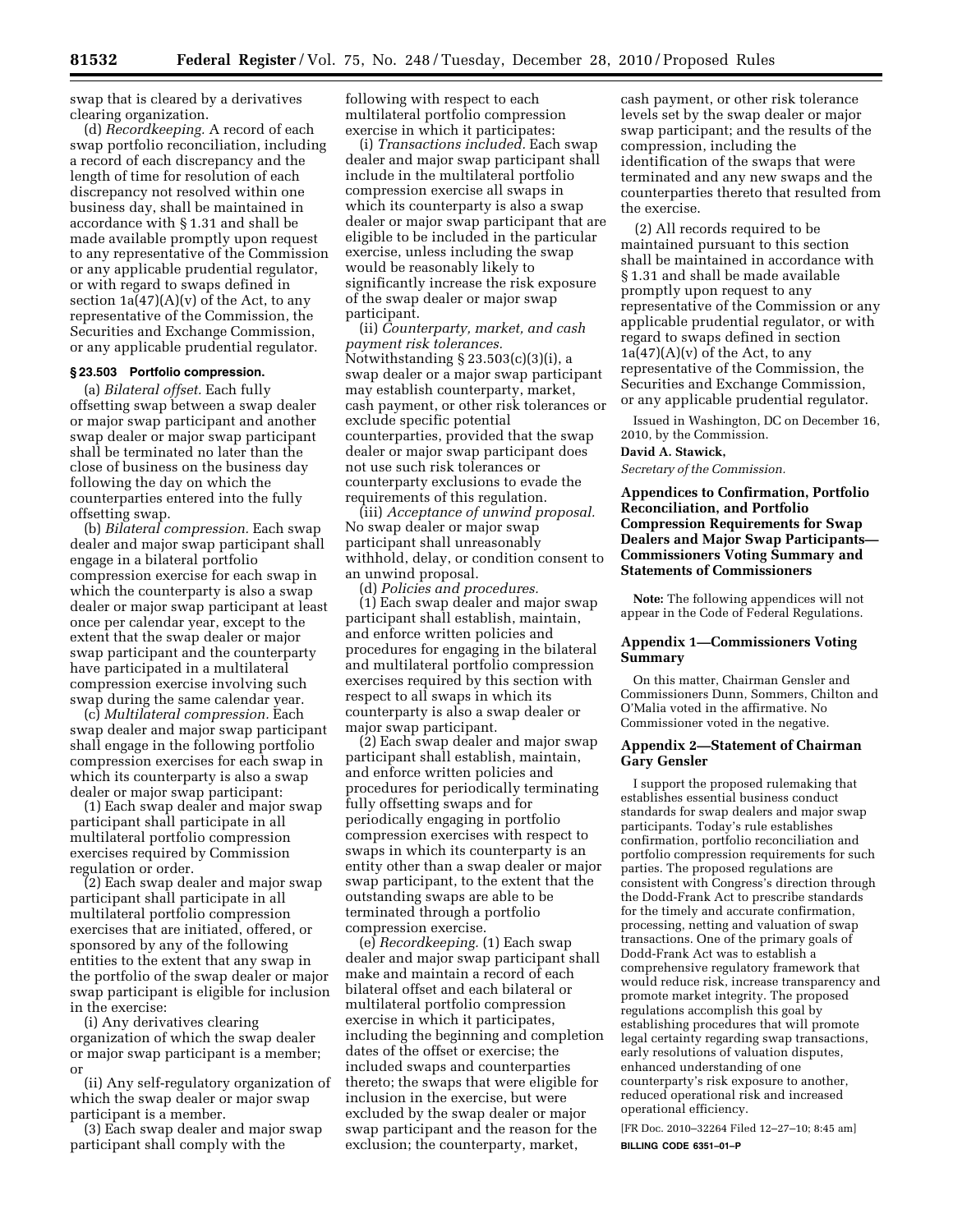swap that is cleared by a derivatives clearing organization.

(d) *Recordkeeping.* A record of each swap portfolio reconciliation, including a record of each discrepancy and the length of time for resolution of each discrepancy not resolved within one business day, shall be maintained in accordance with § 1.31 and shall be made available promptly upon request to any representative of the Commission or any applicable prudential regulator, or with regard to swaps defined in section 1a(47)(A)(v) of the Act, to any representative of the Commission, the Securities and Exchange Commission, or any applicable prudential regulator.

**§ 23.503 Portfolio compression.**

(a) *Bilateral offset.* Each fully offsetting swap between a swap dealer or major swap participant and another swap dealer or major swap participant shall be terminated no later than the close of business on the business day following the day on which the counterparties entered into the fully offsetting swap.

(b) *Bilateral compression.* Each swap dealer and major swap participant shall engage in a bilateral portfolio compression exercise for each swap in which the counterparty is also a swap dealer or major swap participant at least once per calendar year, except to the extent that the swap dealer or major swap participant and the counterparty have participated in a multilateral compression exercise involving such swap during the same calendar year.

(c) *Multilateral compression.* Each swap dealer and major swap participant shall engage in the following portfolio compression exercises for each swap in which its counterparty is also a swap dealer or major swap participant:

(1) Each swap dealer and major swap participant shall participate in all multilateral portfolio compression exercises required by Commission regulation or order.

(2) Each swap dealer and major swap participant shall participate in all multilateral portfolio compression exercises that are initiated, offered, or sponsored by any of the following entities to the extent that any swap in the portfolio of the swap dealer or major swap participant is eligible for inclusion in the exercise:

(i) Any derivatives clearing organization of which the swap dealer or major swap participant is a member; or

(ii) Any self-regulatory organization of which the swap dealer or major swap participant is a member.

(3) Each swap dealer and major swap participant shall comply with the following with respect to each multilateral portfolio compression exercise in which it participates:

(i) *Transactions included.* Each swap dealer and major swap participant shall include in the multilateral portfolio compression exercise all swaps in which its counterparty is also a swap dealer or major swap participant that are eligible to be included in the particular exercise, unless including the swap would be reasonably likely to significantly increase the risk exposure of the swap dealer or major swap participant.

(ii) *Counterparty, market, and cash payment risk tolerances.* Notwithstanding § 23.503(c)(3)(i), a swap dealer or a major swap participant may establish counterparty, market, cash payment, or other risk tolerances or exclude specific potential counterparties, provided that the swap dealer or major swap participant does not use such risk tolerances or counterparty exclusions to evade the requirements of this regulation.

(iii) *Acceptance of unwind proposal.* No swap dealer or major swap participant shall unreasonably withhold, delay, or condition consent to an unwind proposal.

(d) *Policies and procedures.*

(1) Each swap dealer and major swap participant shall establish, maintain, and enforce written policies and procedures for engaging in the bilateral and multilateral portfolio compression exercises required by this section with respect to all swaps in which its counterparty is also a swap dealer or major swap participant.

(2) Each swap dealer and major swap participant shall establish, maintain, and enforce written policies and procedures for periodically terminating fully offsetting swaps and for periodically engaging in portfolio compression exercises with respect to swaps in which its counterparty is an entity other than a swap dealer or major swap participant, to the extent that the outstanding swaps are able to be terminated through a portfolio compression exercise.

(e) *Recordkeeping.* (1) Each swap dealer and major swap participant shall make and maintain a record of each bilateral offset and each bilateral or multilateral portfolio compression exercise in which it participates, including the beginning and completion dates of the offset or exercise; the included swaps and counterparties thereto; the swaps that were eligible for inclusion in the exercise, but were excluded by the swap dealer or major swap participant and the reason for the exclusion; the counterparty, market, cash payment, or other risk tolerance levels set by the swap dealer or major swap participant; and the results of the compression, including the identification of the swaps that were terminated and any new swaps and the counterparties thereto that resulted from the exercise.

(2) All records required to be maintained pursuant to this section shall be maintained in accordance with § 1.31 and shall be made available promptly upon request to any representative of the Commission or any applicable prudential regulator, or with regard to swaps defined in section 1a(47)(A)(v) of the Act, to any representative of the Commission, the Securities and Exchange Commission, or any applicable prudential regulator.

Issued in Washington, DC on December 16, 2010, by the Commission.

**David A. Stawick,**

*Secretary of the Commission.*

## Appendices to Confirmation, Portfolio Reconciliation, and Portfolio Compression Requirements for Swap Dealers and Major Swap Participants—Commissioners Voting Summary and Statements of Commissioners

**Note:** The following appendices will not appear in the Code of Federal Regulations.

## Appendix 1—Commissioners Voting Summary

On this matter, Chairman Gensler and Commissioners Dunn, Sommers, Chilton and O'Malia voted in the affirmative. No Commissioner voted in the negative.

## Appendix 2—Statement of Chairman Gary Gensler

I support the proposed rulemaking that establishes essential business conduct standards for swap dealers and major swap participants. Today's rule establishes confirmation, portfolio reconciliation and portfolio compression requirements for such parties. The proposed regulations are consistent with Congress's direction through the Dodd-Frank Act to prescribe standards for the timely and accurate confirmation, processing, netting and valuation of swap transactions. One of the primary goals of Dodd-Frank Act was to establish a comprehensive regulatory framework that would reduce risk, increase transparency and promote market integrity. The proposed regulations accomplish this goal by establishing procedures that will promote legal certainty regarding swap transactions, early resolutions of valuation disputes, enhanced understanding of one counterparty's risk exposure to another, reduced operational risk and increased operational efficiency.

[FR Doc. 2010–32264 Filed 12–27–10; 8:45 am]

**BILLING CODE 6351–01–P**